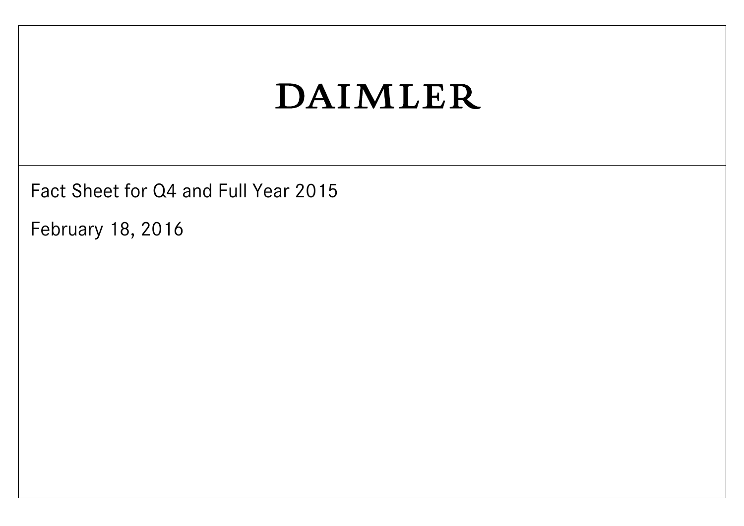# DAIMLER

Fact Sheet for Q4 and Full Year 2015

February 18, 2016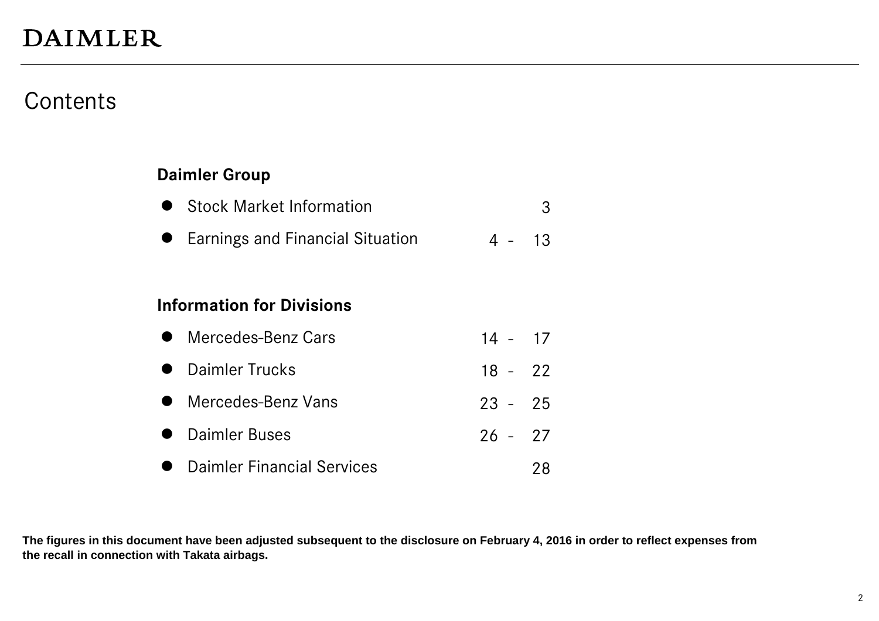DAIMLER

# Contents

## Daimler Group

| | |
|---|---|
| Stock Market Information | 3 |
| Earnings and Financial Situation | 4 - 13 |

## Information for Divisions

| | |
|---|---|
| Mercedes-Benz Cars | 14 - 17 |
| Daimler Trucks | 18 - 22 |
| Mercedes-Benz Vans | 23 - 25 |
| Daimler Buses | 26 - 27 |
| Daimler Financial Services | 28 |

**The figures in this document have been adjusted subsequent to the disclosure on February 4, 2016 in order to reflect expenses from the recall in connection with Takata airbags.**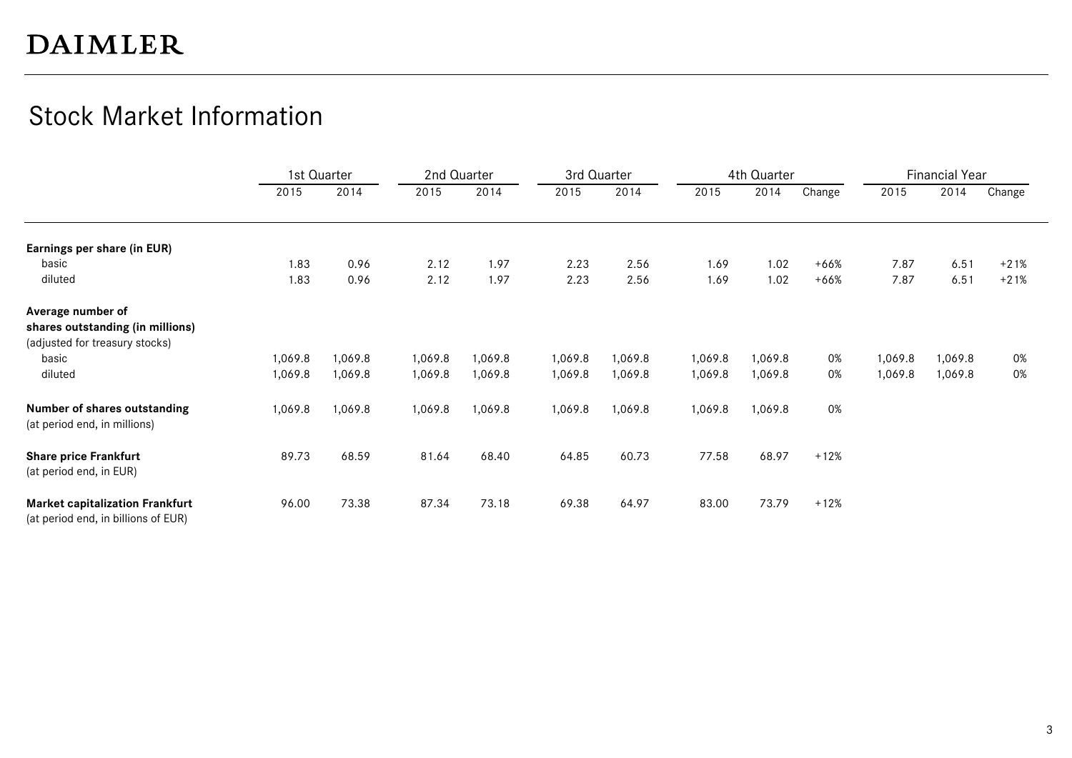DAIMLER

# Stock Market Information

| | 1st Quarter | | 2nd Quarter | | 3rd Quarter | | 4th Quarter | | | Financial Year | | |
|---|---|---|---|---|---|---|---|---|---|---|---|---|
| | 2015 | 2014 | 2015 | 2014 | 2015 | 2014 | 2015 | 2014 | Change | 2015 | 2014 | Change |
| **Earnings per share (in EUR)** | | | | | | | | | | | | |
| basic | 1.83 | 0.96 | 2.12 | 1.97 | 2.23 | 2.56 | 1.69 | 1.02 | +66% | 7.87 | 6.51 | +21% |
| diluted | 1.83 | 0.96 | 2.12 | 1.97 | 2.23 | 2.56 | 1.69 | 1.02 | +66% | 7.87 | 6.51 | +21% |
| **Average number of shares outstanding (in millions)** (adjusted for treasury stocks) | | | | | | | | | | | | |
| basic | 1,069.8 | 1,069.8 | 1,069.8 | 1,069.8 | 1,069.8 | 1,069.8 | 1,069.8 | 1,069.8 | 0% | 1,069.8 | 1,069.8 | 0% |
| diluted | 1,069.8 | 1,069.8 | 1,069.8 | 1,069.8 | 1,069.8 | 1,069.8 | 1,069.8 | 1,069.8 | 0% | 1,069.8 | 1,069.8 | 0% |
| **Number of shares outstanding** (at period end, in millions) | 1,069.8 | 1,069.8 | 1,069.8 | 1,069.8 | 1,069.8 | 1,069.8 | 1,069.8 | 1,069.8 | 0% | | | |
| **Share price Frankfurt** (at period end, in EUR) | 89.73 | 68.59 | 81.64 | 68.40 | 64.85 | 60.73 | 77.58 | 68.97 | +12% | | | |
| **Market capitalization Frankfurt** (at period end, in billions of EUR) | 96.00 | 73.38 | 87.34 | 73.18 | 69.38 | 64.97 | 83.00 | 73.79 | +12% | | | |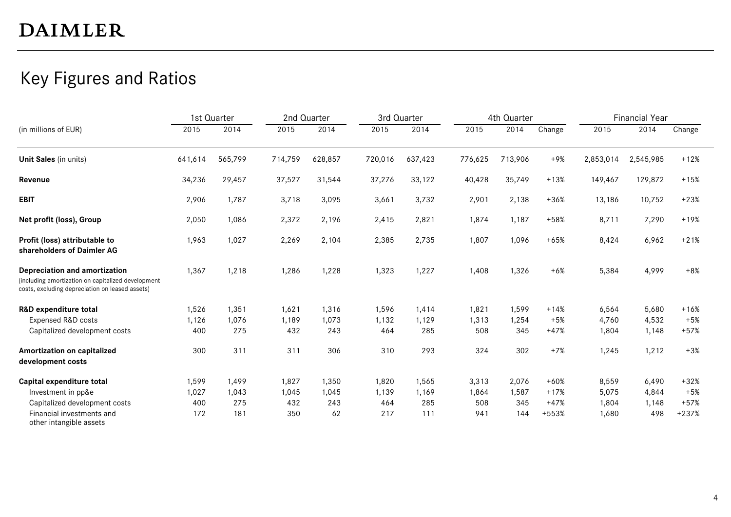# DAIMLER

## Key Figures and Ratios

| (in millions of EUR) | 1st Quarter | | 2nd Quarter | | 3rd Quarter | | 4th Quarter | | | Financial Year | | |
|---|---|---|---|---|---|---|---|---|---|---|---|---|
| | 2015 | 2014 | 2015 | 2014 | 2015 | 2014 | 2015 | 2014 | Change | 2015 | 2014 | Change |
| **Unit Sales** (in units) | 641,614 | 565,799 | 714,759 | 628,857 | 720,016 | 637,423 | 776,625 | 713,906 | +9% | 2,853,014 | 2,545,985 | +12% |
| **Revenue** | 34,236 | 29,457 | 37,527 | 31,544 | 37,276 | 33,122 | 40,428 | 35,749 | +13% | 149,467 | 129,872 | +15% |
| **EBIT** | 2,906 | 1,787 | 3,718 | 3,095 | 3,661 | 3,732 | 2,901 | 2,138 | +36% | 13,186 | 10,752 | +23% |
| **Net profit (loss), Group** | 2,050 | 1,086 | 2,372 | 2,196 | 2,415 | 2,821 | 1,874 | 1,187 | +58% | 8,711 | 7,290 | +19% |
| **Profit (loss) attributable to shareholders of Daimler AG** | 1,963 | 1,027 | 2,269 | 2,104 | 2,385 | 2,735 | 1,807 | 1,096 | +65% | 8,424 | 6,962 | +21% |
| **Depreciation and amortization** (including amortization on capitalized development costs, excluding depreciation on leased assets) | 1,367 | 1,218 | 1,286 | 1,228 | 1,323 | 1,227 | 1,408 | 1,326 | +6% | 5,384 | 4,999 | +8% |
| **R&D expenditure total** | 1,526 | 1,351 | 1,621 | 1,316 | 1,596 | 1,414 | 1,821 | 1,599 | +14% | 6,564 | 5,680 | +16% |
| Expensed R&D costs | 1,126 | 1,076 | 1,189 | 1,073 | 1,132 | 1,129 | 1,313 | 1,254 | +5% | 4,760 | 4,532 | +5% |
| Capitalized development costs | 400 | 275 | 432 | 243 | 464 | 285 | 508 | 345 | +47% | 1,804 | 1,148 | +57% |
| **Amortization on capitalized development costs** | 300 | 311 | 311 | 306 | 310 | 293 | 324 | 302 | +7% | 1,245 | 1,212 | +3% |
| **Capital expenditure total** | 1,599 | 1,499 | 1,827 | 1,350 | 1,820 | 1,565 | 3,313 | 2,076 | +60% | 8,559 | 6,490 | +32% |
| Investment in pp&e | 1,027 | 1,043 | 1,045 | 1,045 | 1,139 | 1,169 | 1,864 | 1,587 | +17% | 5,075 | 4,844 | +5% |
| Capitalized development costs | 400 | 275 | 432 | 243 | 464 | 285 | 508 | 345 | +47% | 1,804 | 1,148 | +57% |
| Financial investments and other intangible assets | 172 | 181 | 350 | 62 | 217 | 111 | 941 | 144 | +553% | 1,680 | 498 | +237% |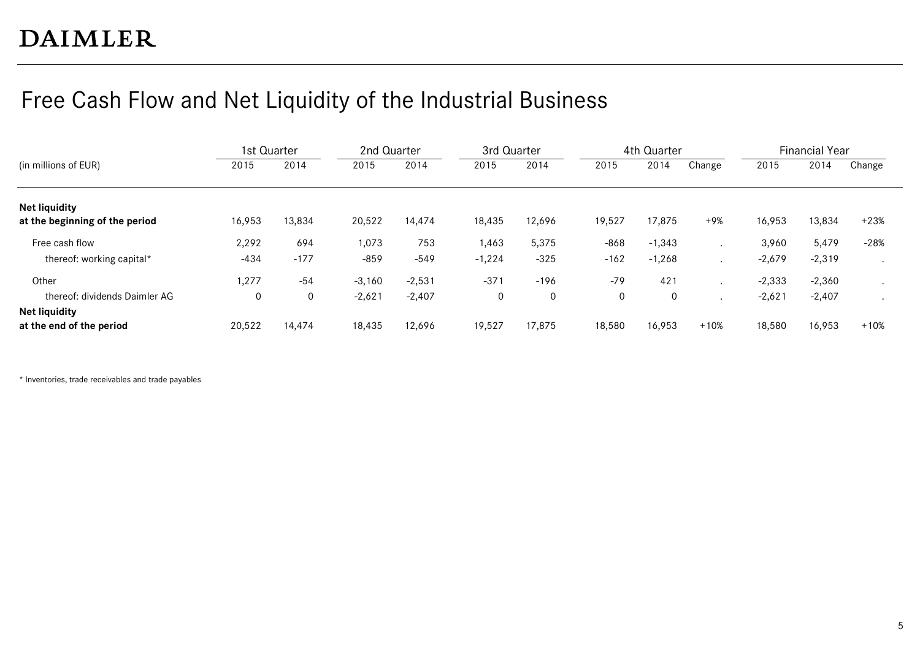# Free Cash Flow and Net Liquidity of the Industrial Business

| (in millions of EUR) | 1st Quarter | | 2nd Quarter | | 3rd Quarter | | 4th Quarter | | | Financial Year | | |
|---|---|---|---|---|---|---|---|---|---|---|---|---|
| | 2015 | 2014 | 2015 | 2014 | 2015 | 2014 | 2015 | 2014 | Change | 2015 | 2014 | Change |
| **Net liquidity at the beginning of the period** | 16,953 | 13,834 | 20,522 | 14,474 | 18,435 | 12,696 | 19,527 | 17,875 | +9% | 16,953 | 13,834 | +23% |
| Free cash flow | 2,292 | 694 | 1,073 | 753 | 1,463 | 5,375 | -868 | -1,343 | . | 3,960 | 5,479 | -28% |
| thereof: working capital* | -434 | -177 | -859 | -549 | -1,224 | -325 | -162 | -1,268 | . | -2,679 | -2,319 | . |
| Other | 1,277 | -54 | -3,160 | -2,531 | -371 | -196 | -79 | 421 | . | -2,333 | -2,360 | . |
| thereof: dividends Daimler AG | 0 | 0 | -2,621 | -2,407 | 0 | 0 | 0 | 0 | . | -2,621 | -2,407 | . |
| **Net liquidity at the end of the period** | 20,522 | 14,474 | 18,435 | 12,696 | 19,527 | 17,875 | 18,580 | 16,953 | +10% | 18,580 | 16,953 | +10% |

* Inventories, trade receivables and trade payables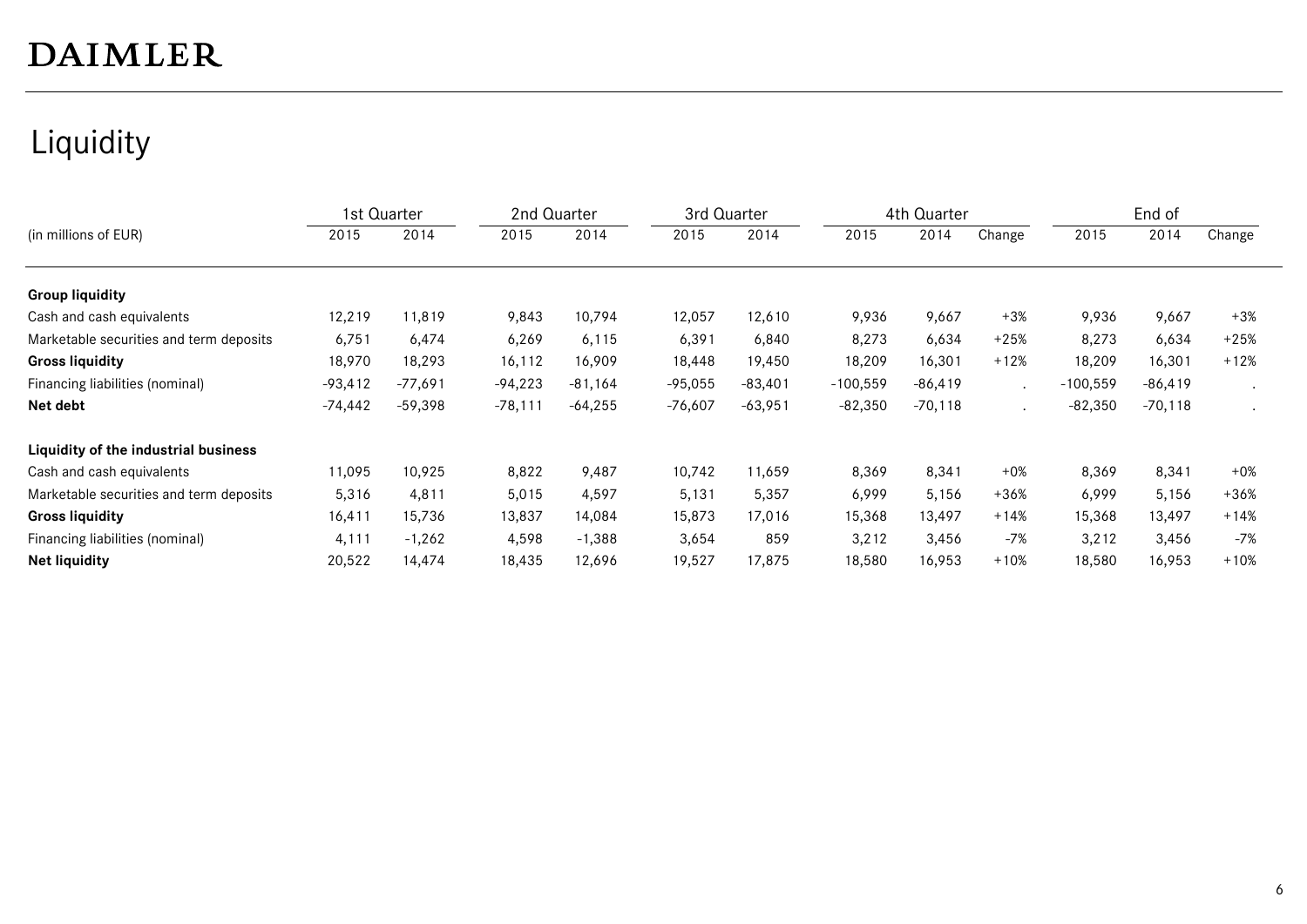# Liquidity

| (in millions of EUR) | 1st Quarter | | 2nd Quarter | | 3rd Quarter | | 4th Quarter | | | End of | | |
|---|---|---|---|---|---|---|---|---|---|---|---|---|
| | 2015 | 2014 | 2015 | 2014 | 2015 | 2014 | 2015 | 2014 | Change | 2015 | 2014 | Change |
| **Group liquidity** | | | | | | | | | | | | |
| Cash and cash equivalents | 12,219 | 11,819 | 9,843 | 10,794 | 12,057 | 12,610 | 9,936 | 9,667 | +3% | 9,936 | 9,667 | +3% |
| Marketable securities and term deposits | 6,751 | 6,474 | 6,269 | 6,115 | 6,391 | 6,840 | 8,273 | 6,634 | +25% | 8,273 | 6,634 | +25% |
| **Gross liquidity** | 18,970 | 18,293 | 16,112 | 16,909 | 18,448 | 19,450 | 18,209 | 16,301 | +12% | 18,209 | 16,301 | +12% |
| Financing liabilities (nominal) | -93,412 | -77,691 | -94,223 | -81,164 | -95,055 | -83,401 | -100,559 | -86,419 | . | -100,559 | -86,419 | . |
| **Net debt** | -74,442 | -59,398 | -78,111 | -64,255 | -76,607 | -63,951 | -82,350 | -70,118 | . | -82,350 | -70,118 | . |
| **Liquidity of the industrial business** | | | | | | | | | | | | |
| Cash and cash equivalents | 11,095 | 10,925 | 8,822 | 9,487 | 10,742 | 11,659 | 8,369 | 8,341 | +0% | 8,369 | 8,341 | +0% |
| Marketable securities and term deposits | 5,316 | 4,811 | 5,015 | 4,597 | 5,131 | 5,357 | 6,999 | 5,156 | +36% | 6,999 | 5,156 | +36% |
| **Gross liquidity** | 16,411 | 15,736 | 13,837 | 14,084 | 15,873 | 17,016 | 15,368 | 13,497 | +14% | 15,368 | 13,497 | +14% |
| Financing liabilities (nominal) | 4,111 | -1,262 | 4,598 | -1,388 | 3,654 | 859 | 3,212 | 3,456 | -7% | 3,212 | 3,456 | -7% |
| **Net liquidity** | 20,522 | 14,474 | 18,435 | 12,696 | 19,527 | 17,875 | 18,580 | 16,953 | +10% | 18,580 | 16,953 | +10% |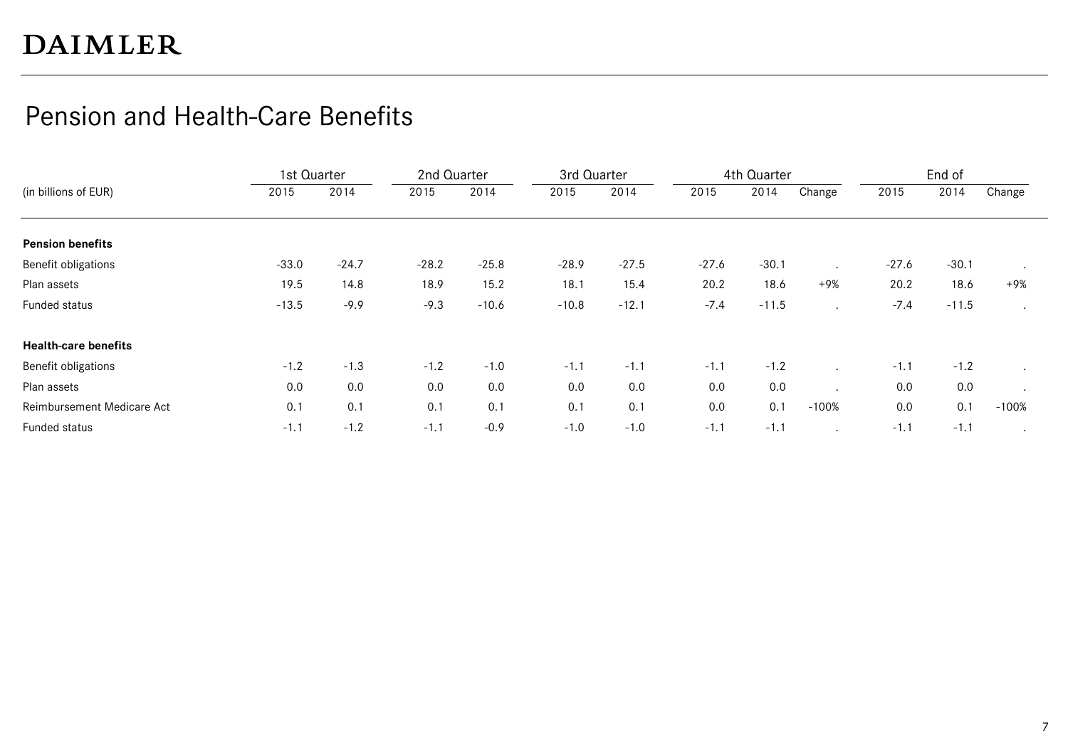DAIMLER

## Pension and Health-Care Benefits

| (in billions of EUR) | 1st Quarter | | 2nd Quarter | | 3rd Quarter | | 4th Quarter | | | End of | | |
|---|---|---|---|---|---|---|---|---|---|---|---|---|
| | 2015 | 2014 | 2015 | 2014 | 2015 | 2014 | 2015 | 2014 | Change | 2015 | 2014 | Change |
| **Pension benefits** | | | | | | | | | | | | |
| Benefit obligations | -33.0 | -24.7 | -28.2 | -25.8 | -28.9 | -27.5 | -27.6 | -30.1 | . | -27.6 | -30.1 | . |
| Plan assets | 19.5 | 14.8 | 18.9 | 15.2 | 18.1 | 15.4 | 20.2 | 18.6 | +9% | 20.2 | 18.6 | +9% |
| Funded status | -13.5 | -9.9 | -9.3 | -10.6 | -10.8 | -12.1 | -7.4 | -11.5 | . | -7.4 | -11.5 | . |
| **Health-care benefits** | | | | | | | | | | | | |
| Benefit obligations | -1.2 | -1.3 | -1.2 | -1.0 | -1.1 | -1.1 | -1.1 | -1.2 | . | -1.1 | -1.2 | . |
| Plan assets | 0.0 | 0.0 | 0.0 | 0.0 | 0.0 | 0.0 | 0.0 | 0.0 | . | 0.0 | 0.0 | . |
| Reimbursement Medicare Act | 0.1 | 0.1 | 0.1 | 0.1 | 0.1 | 0.1 | 0.0 | 0.1 | -100% | 0.0 | 0.1 | -100% |
| Funded status | -1.1 | -1.2 | -1.1 | -0.9 | -1.0 | -1.0 | -1.1 | -1.1 | . | -1.1 | -1.1 | . |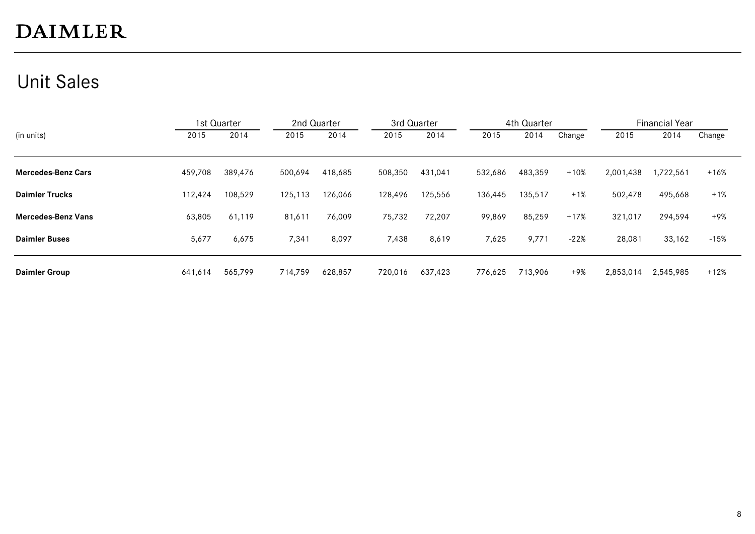DAIMLER

# Unit Sales

| (in units) | 1st Quarter | | 2nd Quarter | | 3rd Quarter | | 4th Quarter | | | Financial Year | | |
|---|---|---|---|---|---|---|---|---|---|---|---|---|
| | 2015 | 2014 | 2015 | 2014 | 2015 | 2014 | 2015 | 2014 | Change | 2015 | 2014 | Change |
| **Mercedes-Benz Cars** | 459,708 | 389,476 | 500,694 | 418,685 | 508,350 | 431,041 | 532,686 | 483,359 | +10% | 2,001,438 | 1,722,561 | +16% |
| **Daimler Trucks** | 112,424 | 108,529 | 125,113 | 126,066 | 128,496 | 125,556 | 136,445 | 135,517 | +1% | 502,478 | 495,668 | +1% |
| **Mercedes-Benz Vans** | 63,805 | 61,119 | 81,611 | 76,009 | 75,732 | 72,207 | 99,869 | 85,259 | +17% | 321,017 | 294,594 | +9% |
| **Daimler Buses** | 5,677 | 6,675 | 7,341 | 8,097 | 7,438 | 8,619 | 7,625 | 9,771 | -22% | 28,081 | 33,162 | -15% |
| **Daimler Group** | 641,614 | 565,799 | 714,759 | 628,857 | 720,016 | 637,423 | 776,625 | 713,906 | +9% | 2,853,014 | 2,545,985 | +12% |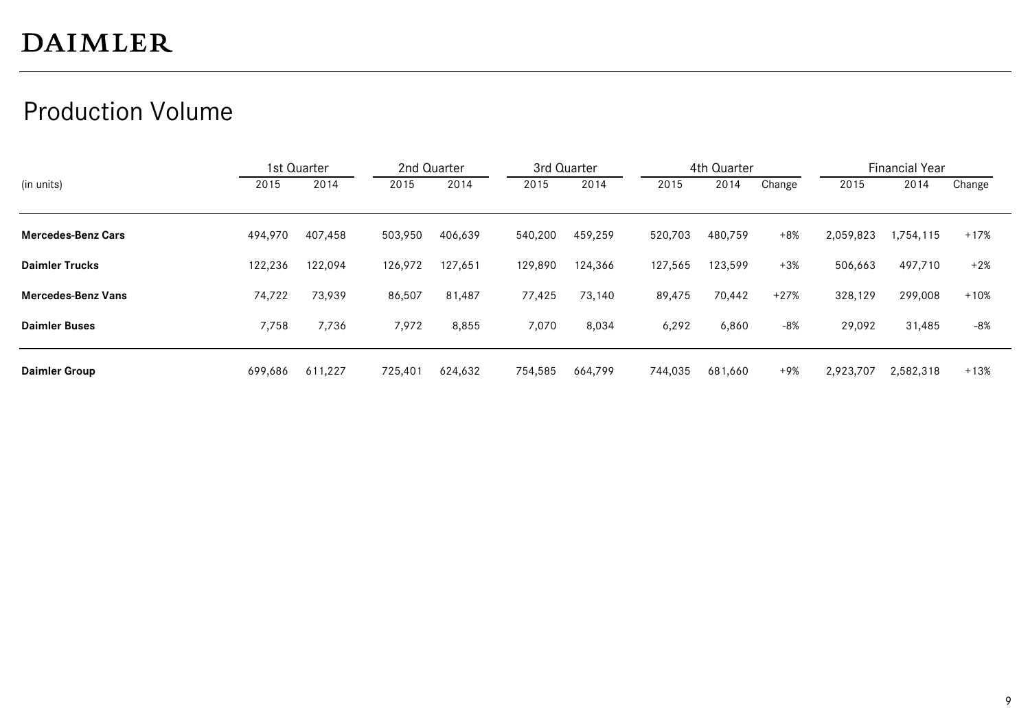# DAIMLER

## Production Volume

| (in units) | 1st Quarter | | 2nd Quarter | | 3rd Quarter | | 4th Quarter | | | Financial Year | | |
|---|---|---|---|---|---|---|---|---|---|---|---|---|
| | 2015 | 2014 | 2015 | 2014 | 2015 | 2014 | 2015 | 2014 | Change | 2015 | 2014 | Change |
| **Mercedes-Benz Cars** | 494,970 | 407,458 | 503,950 | 406,639 | 540,200 | 459,259 | 520,703 | 480,759 | +8% | 2,059,823 | 1,754,115 | +17% |
| **Daimler Trucks** | 122,236 | 122,094 | 126,972 | 127,651 | 129,890 | 124,366 | 127,565 | 123,599 | +3% | 506,663 | 497,710 | +2% |
| **Mercedes-Benz Vans** | 74,722 | 73,939 | 86,507 | 81,487 | 77,425 | 73,140 | 89,475 | 70,442 | +27% | 328,129 | 299,008 | +10% |
| **Daimler Buses** | 7,758 | 7,736 | 7,972 | 8,855 | 7,070 | 8,034 | 6,292 | 6,860 | -8% | 29,092 | 31,485 | -8% |
| **Daimler Group** | 699,686 | 611,227 | 725,401 | 624,632 | 754,585 | 664,799 | 744,035 | 681,660 | +9% | 2,923,707 | 2,582,318 | +13% |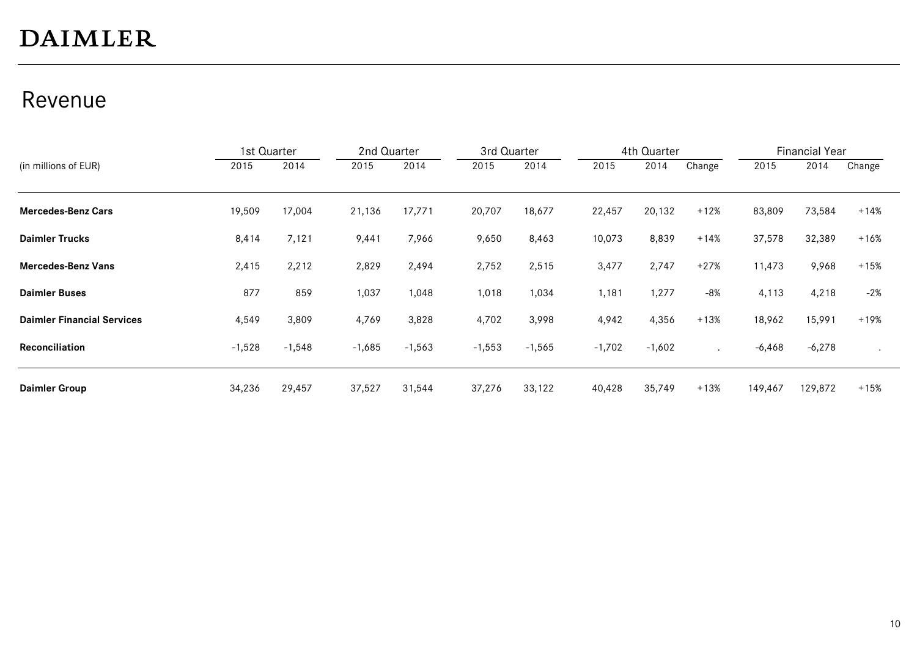# DAIMLER

## Revenue

| (in millions of EUR) | 1st Quarter | | 2nd Quarter | | 3rd Quarter | | 4th Quarter | | | Financial Year | | |
|---|---|---|---|---|---|---|---|---|---|---|---|---|
| | 2015 | 2014 | 2015 | 2014 | 2015 | 2014 | 2015 | 2014 | Change | 2015 | 2014 | Change |
| **Mercedes-Benz Cars** | 19,509 | 17,004 | 21,136 | 17,771 | 20,707 | 18,677 | 22,457 | 20,132 | +12% | 83,809 | 73,584 | +14% |
| **Daimler Trucks** | 8,414 | 7,121 | 9,441 | 7,966 | 9,650 | 8,463 | 10,073 | 8,839 | +14% | 37,578 | 32,389 | +16% |
| **Mercedes-Benz Vans** | 2,415 | 2,212 | 2,829 | 2,494 | 2,752 | 2,515 | 3,477 | 2,747 | +27% | 11,473 | 9,968 | +15% |
| **Daimler Buses** | 877 | 859 | 1,037 | 1,048 | 1,018 | 1,034 | 1,181 | 1,277 | -8% | 4,113 | 4,218 | -2% |
| **Daimler Financial Services** | 4,549 | 3,809 | 4,769 | 3,828 | 4,702 | 3,998 | 4,942 | 4,356 | +13% | 18,962 | 15,991 | +19% |
| **Reconciliation** | -1,528 | -1,548 | -1,685 | -1,563 | -1,553 | -1,565 | -1,702 | -1,602 | . | -6,468 | -6,278 | . |
| **Daimler Group** | 34,236 | 29,457 | 37,527 | 31,544 | 37,276 | 33,122 | 40,428 | 35,749 | +13% | 149,467 | 129,872 | +15% |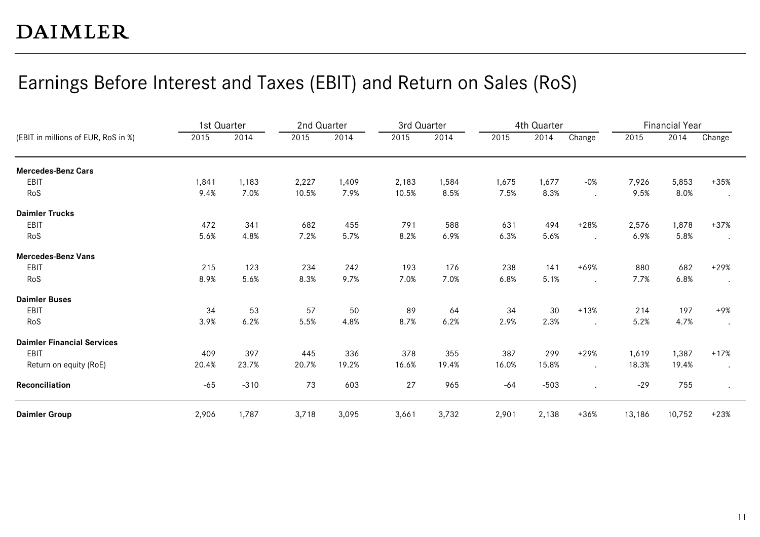# Earnings Before Interest and Taxes (EBIT) and Return on Sales (RoS)

| (EBIT in millions of EUR, RoS in %) | 1st Quarter | | 2nd Quarter | | 3rd Quarter | | 4th Quarter | | | Financial Year | | |
|---|---|---|---|---|---|---|---|---|---|---|---|---|
| | 2015 | 2014 | 2015 | 2014 | 2015 | 2014 | 2015 | 2014 | Change | 2015 | 2014 | Change |
| **Mercedes-Benz Cars** | | | | | | | | | | | | |
| EBIT | 1,841 | 1,183 | 2,227 | 1,409 | 2,183 | 1,584 | 1,675 | 1,677 | -0% | 7,926 | 5,853 | +35% |
| RoS | 9.4% | 7.0% | 10.5% | 7.9% | 10.5% | 8.5% | 7.5% | 8.3% | . | 9.5% | 8.0% | . |
| **Daimler Trucks** | | | | | | | | | | | | |
| EBIT | 472 | 341 | 682 | 455 | 791 | 588 | 631 | 494 | +28% | 2,576 | 1,878 | +37% |
| RoS | 5.6% | 4.8% | 7.2% | 5.7% | 8.2% | 6.9% | 6.3% | 5.6% | . | 6.9% | 5.8% | . |
| **Mercedes-Benz Vans** | | | | | | | | | | | | |
| EBIT | 215 | 123 | 234 | 242 | 193 | 176 | 238 | 141 | +69% | 880 | 682 | +29% |
| RoS | 8.9% | 5.6% | 8.3% | 9.7% | 7.0% | 7.0% | 6.8% | 5.1% | . | 7.7% | 6.8% | . |
| **Daimler Buses** | | | | | | | | | | | | |
| EBIT | 34 | 53 | 57 | 50 | 89 | 64 | 34 | 30 | +13% | 214 | 197 | +9% |
| RoS | 3.9% | 6.2% | 5.5% | 4.8% | 8.7% | 6.2% | 2.9% | 2.3% | . | 5.2% | 4.7% | . |
| **Daimler Financial Services** | | | | | | | | | | | | |
| EBIT | 409 | 397 | 445 | 336 | 378 | 355 | 387 | 299 | +29% | 1,619 | 1,387 | +17% |
| Return on equity (RoE) | 20.4% | 23.7% | 20.7% | 19.2% | 16.6% | 19.4% | 16.0% | 15.8% | . | 18.3% | 19.4% | . |
| **Reconciliation** | -65 | -310 | 73 | 603 | 27 | 965 | -64 | -503 | . | -29 | 755 | . |
| **Daimler Group** | 2,906 | 1,787 | 3,718 | 3,095 | 3,661 | 3,732 | 2,901 | 2,138 | +36% | 13,186 | 10,752 | +23% |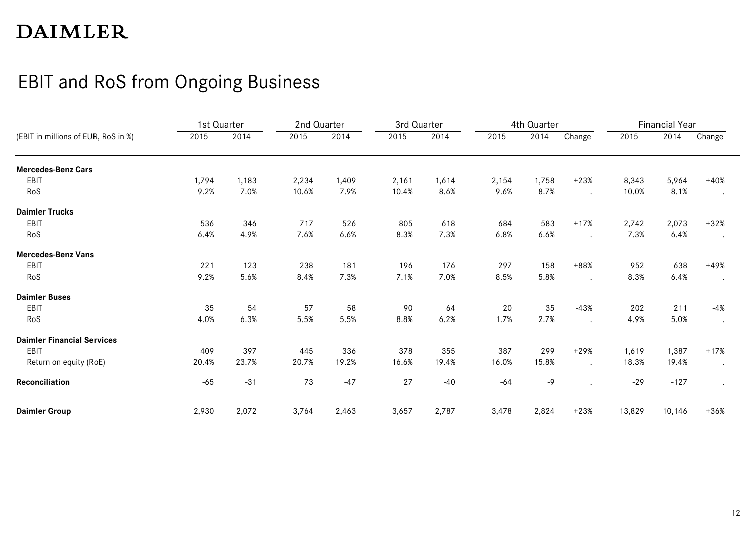# EBIT and RoS from Ongoing Business

| | 1st Quarter | | 2nd Quarter | | 3rd Quarter | | 4th Quarter | | | Financial Year | | |
|---|---|---|---|---|---|---|---|---|---|---|---|---|
| (EBIT in millions of EUR, RoS in %) | 2015 | 2014 | 2015 | 2014 | 2015 | 2014 | 2015 | 2014 | Change | 2015 | 2014 | Change |
| **Mercedes-Benz Cars** | | | | | | | | | | | | |
| EBIT | 1,794 | 1,183 | 2,234 | 1,409 | 2,161 | 1,614 | 2,154 | 1,758 | +23% | 8,343 | 5,964 | +40% |
| RoS | 9.2% | 7.0% | 10.6% | 7.9% | 10.4% | 8.6% | 9.6% | 8.7% | . | 10.0% | 8.1% | . |
| **Daimler Trucks** | | | | | | | | | | | | |
| EBIT | 536 | 346 | 717 | 526 | 805 | 618 | 684 | 583 | +17% | 2,742 | 2,073 | +32% |
| RoS | 6.4% | 4.9% | 7.6% | 6.6% | 8.3% | 7.3% | 6.8% | 6.6% | . | 7.3% | 6.4% | . |
| **Mercedes-Benz Vans** | | | | | | | | | | | | |
| EBIT | 221 | 123 | 238 | 181 | 196 | 176 | 297 | 158 | +88% | 952 | 638 | +49% |
| RoS | 9.2% | 5.6% | 8.4% | 7.3% | 7.1% | 7.0% | 8.5% | 5.8% | . | 8.3% | 6.4% | . |
| **Daimler Buses** | | | | | | | | | | | | |
| EBIT | 35 | 54 | 57 | 58 | 90 | 64 | 20 | 35 | -43% | 202 | 211 | -4% |
| RoS | 4.0% | 6.3% | 5.5% | 5.5% | 8.8% | 6.2% | 1.7% | 2.7% | . | 4.9% | 5.0% | . |
| **Daimler Financial Services** | | | | | | | | | | | | |
| EBIT | 409 | 397 | 445 | 336 | 378 | 355 | 387 | 299 | +29% | 1,619 | 1,387 | +17% |
| Return on equity (RoE) | 20.4% | 23.7% | 20.7% | 19.2% | 16.6% | 19.4% | 16.0% | 15.8% | . | 18.3% | 19.4% | . |
| **Reconciliation** | -65 | -31 | 73 | -47 | 27 | -40 | -64 | -9 | . | -29 | -127 | . |
| **Daimler Group** | 2,930 | 2,072 | 3,764 | 2,463 | 3,657 | 2,787 | 3,478 | 2,824 | +23% | 13,829 | 10,146 | +36% |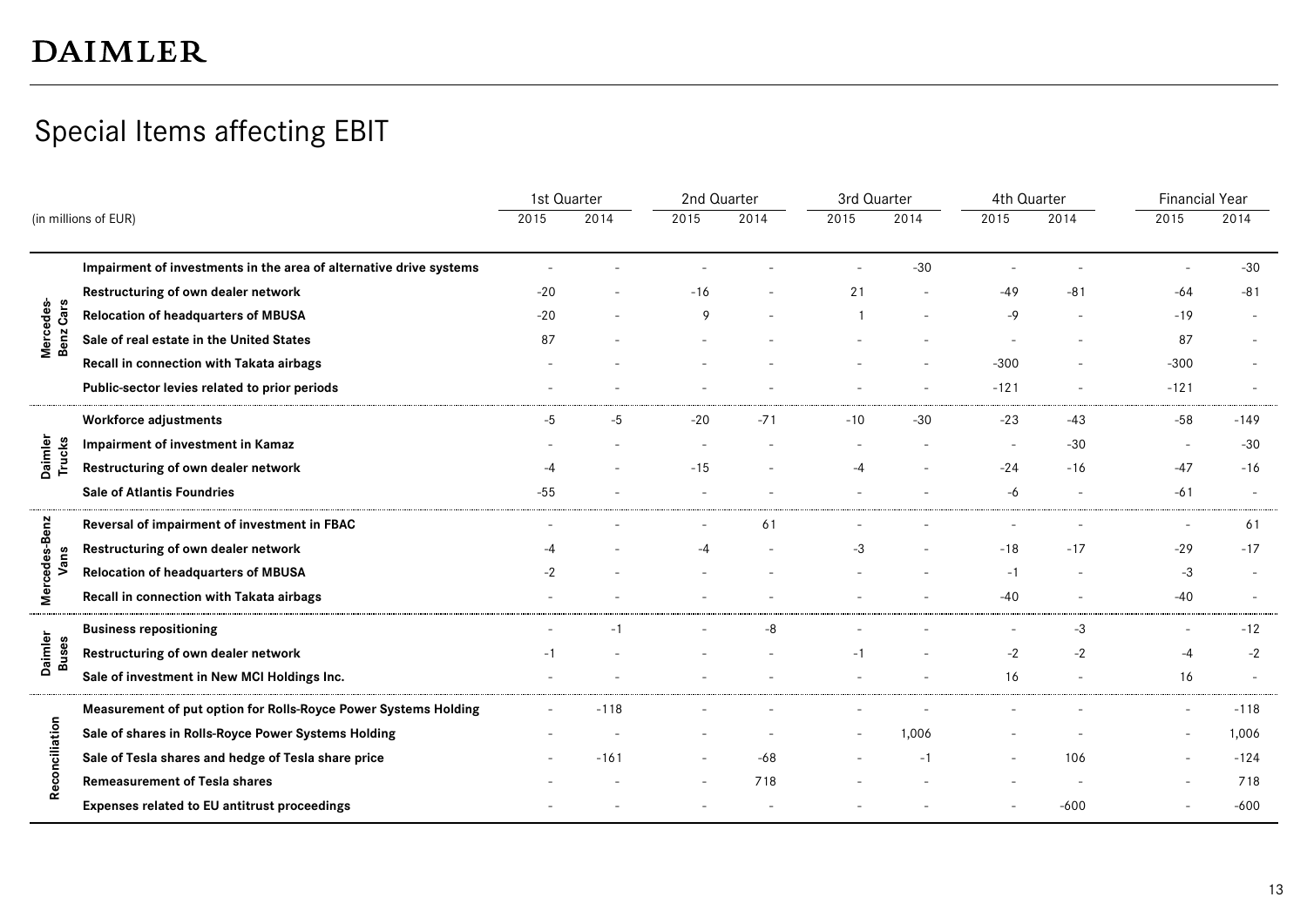DAIMLER

# Special Items affecting EBIT

| (in millions of EUR) | | 1st Quarter | | 2nd Quarter | | 3rd Quarter | | 4th Quarter | | Financial Year | |
|---|---|---|---|---|---|---|---|---|---|---|---|
| | | 2015 | 2014 | 2015 | 2014 | 2015 | 2014 | 2015 | 2014 | 2015 | 2014 |
| Mercedes-Benz Cars | **Impairment of investments in the area of alternative drive systems** | - | - | - | - | - | -30 | - | - | - | -30 |
| | **Restructuring of own dealer network** | -20 | - | -16 | - | 21 | - | -49 | -81 | -64 | -81 |
| | **Relocation of headquarters of MBUSA** | -20 | - | 9 | - | 1 | - | -9 | - | -19 | - |
| | **Sale of real estate in the United States** | 87 | - | - | - | - | - | - | - | 87 | - |
| | **Recall in connection with Takata airbags** | - | - | - | - | - | - | -300 | - | -300 | - |
| | **Public-sector levies related to prior periods** | - | - | - | - | - | - | -121 | - | -121 | - |
| Daimler Trucks | **Workforce adjustments** | -5 | -5 | -20 | -71 | -10 | -30 | -23 | -43 | -58 | -149 |
| | **Impairment of investment in Kamaz** | - | - | - | - | - | - | - | -30 | - | -30 |
| | **Restructuring of own dealer network** | -4 | - | -15 | - | -4 | - | -24 | -16 | -47 | -16 |
| | **Sale of Atlantis Foundries** | -55 | - | - | - | - | - | -6 | - | -61 | - |
| Mercedes-Benz Vans | **Reversal of impairment of investment in FBAC** | - | - | - | 61 | - | - | - | - | - | 61 |
| | **Restructuring of own dealer network** | -4 | - | -4 | - | -3 | - | -18 | -17 | -29 | -17 |
| | **Relocation of headquarters of MBUSA** | -2 | - | - | - | - | - | -1 | - | -3 | - |
| | **Recall in connection with Takata airbags** | - | - | - | - | - | - | -40 | - | -40 | - |
| Daimler Buses | **Business repositioning** | - | -1 | - | -8 | - | - | - | -3 | - | -12 |
| | **Restructuring of own dealer network** | -1 | - | - | - | -1 | - | -2 | -2 | -4 | -2 |
| | **Sale of investment in New MCI Holdings Inc.** | - | - | - | - | - | - | 16 | - | 16 | - |
| Reconciliation | **Measurement of put option for Rolls-Royce Power Systems Holding** | - | -118 | - | - | - | - | - | - | - | -118 |
| | **Sale of shares in Rolls-Royce Power Systems Holding** | - | - | - | - | - | 1,006 | - | - | - | 1,006 |
| | **Sale of Tesla shares and hedge of Tesla share price** | - | -161 | - | -68 | - | -1 | - | 106 | - | -124 |
| | **Remeasurement of Tesla shares** | - | - | - | 718 | - | - | - | - | - | 718 |
| | **Expenses related to EU antitrust proceedings** | - | - | - | - | - | - | - | -600 | - | -600 |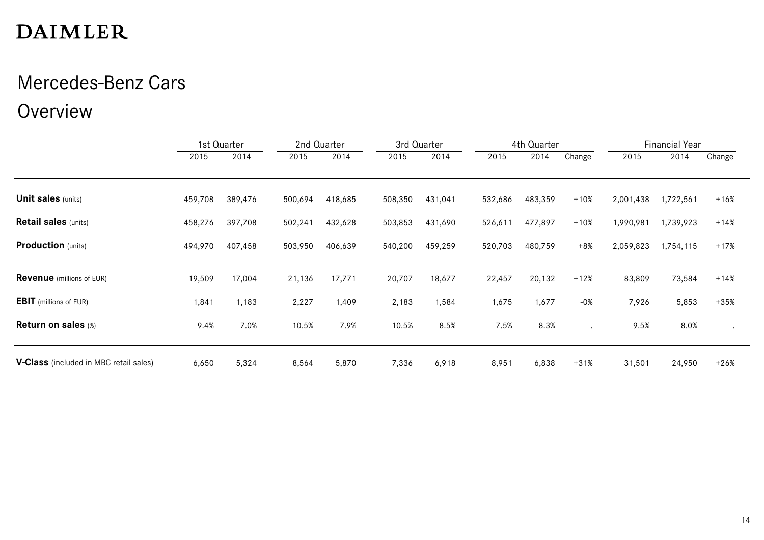# DAIMLER

## Mercedes-Benz Cars

## Overview

| | 1st Quarter | | 2nd Quarter | | 3rd Quarter | | 4th Quarter | | | Financial Year | | |
|---|---|---|---|---|---|---|---|---|---|---|---|---|
| | 2015 | 2014 | 2015 | 2014 | 2015 | 2014 | 2015 | 2014 | Change | 2015 | 2014 | Change |
| **Unit sales** (units) | 459,708 | 389,476 | 500,694 | 418,685 | 508,350 | 431,041 | 532,686 | 483,359 | +10% | 2,001,438 | 1,722,561 | +16% |
| **Retail sales** (units) | 458,276 | 397,708 | 502,241 | 432,628 | 503,853 | 431,690 | 526,611 | 477,897 | +10% | 1,990,981 | 1,739,923 | +14% |
| **Production** (units) | 494,970 | 407,458 | 503,950 | 406,639 | 540,200 | 459,259 | 520,703 | 480,759 | +8% | 2,059,823 | 1,754,115 | +17% |
| **Revenue** (millions of EUR) | 19,509 | 17,004 | 21,136 | 17,771 | 20,707 | 18,677 | 22,457 | 20,132 | +12% | 83,809 | 73,584 | +14% |
| **EBIT** (millions of EUR) | 1,841 | 1,183 | 2,227 | 1,409 | 2,183 | 1,584 | 1,675 | 1,677 | -0% | 7,926 | 5,853 | +35% |
| **Return on sales** (%) | 9.4% | 7.0% | 10.5% | 7.9% | 10.5% | 8.5% | 7.5% | 8.3% | . | 9.5% | 8.0% | . |
| **V-Class** (included in MBC retail sales) | 6,650 | 5,324 | 8,564 | 5,870 | 7,336 | 6,918 | 8,951 | 6,838 | +31% | 31,501 | 24,950 | +26% |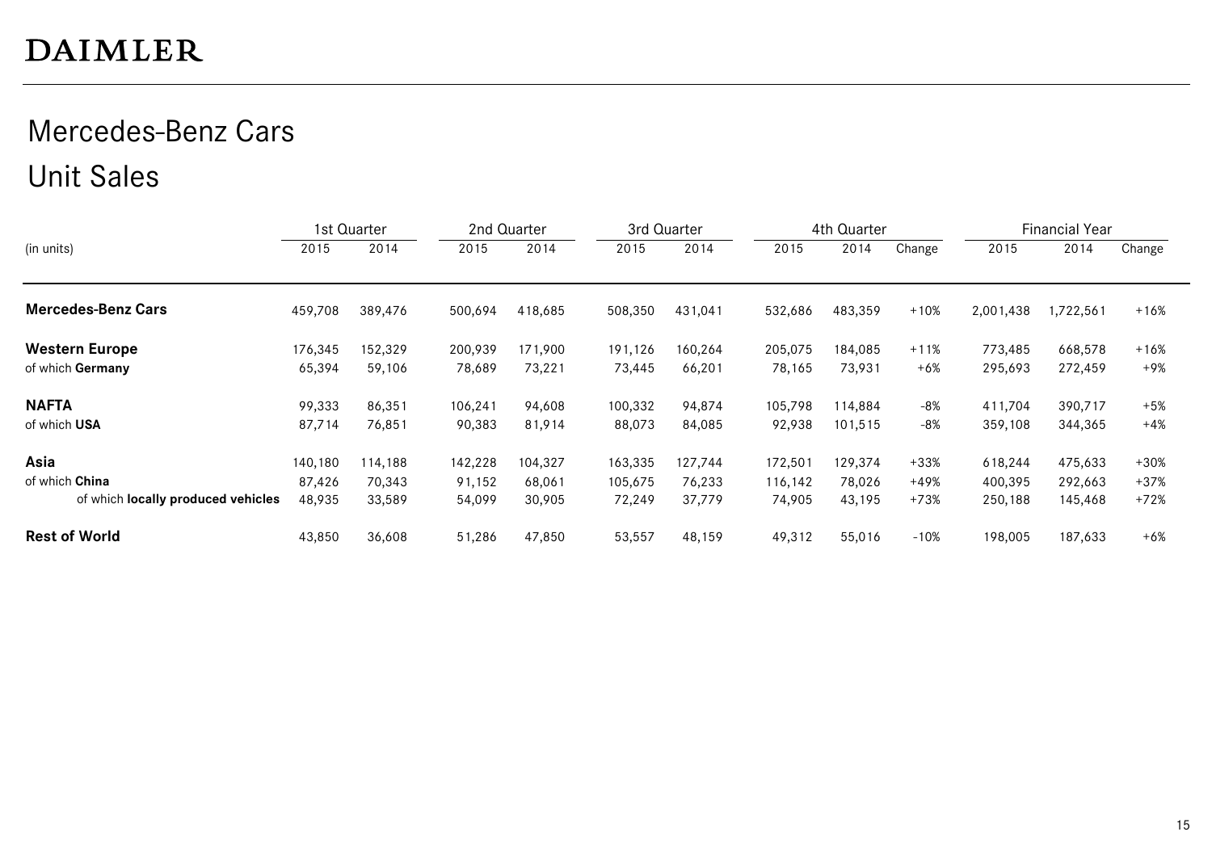DAIMLER

# Mercedes-Benz Cars

## Unit Sales

| (in units) | 1st Quarter | | 2nd Quarter | | 3rd Quarter | | 4th Quarter | | | Financial Year | | |
|---|---|---|---|---|---|---|---|---|---|---|---|---|
| | 2015 | 2014 | 2015 | 2014 | 2015 | 2014 | 2015 | 2014 | Change | 2015 | 2014 | Change |
| **Mercedes-Benz Cars** | 459,708 | 389,476 | 500,694 | 418,685 | 508,350 | 431,041 | 532,686 | 483,359 | +10% | 2,001,438 | 1,722,561 | +16% |
| **Western Europe** | 176,345 | 152,329 | 200,939 | 171,900 | 191,126 | 160,264 | 205,075 | 184,085 | +11% | 773,485 | 668,578 | +16% |
| of which **Germany** | 65,394 | 59,106 | 78,689 | 73,221 | 73,445 | 66,201 | 78,165 | 73,931 | +6% | 295,693 | 272,459 | +9% |
| **NAFTA** | 99,333 | 86,351 | 106,241 | 94,608 | 100,332 | 94,874 | 105,798 | 114,884 | -8% | 411,704 | 390,717 | +5% |
| of which **USA** | 87,714 | 76,851 | 90,383 | 81,914 | 88,073 | 84,085 | 92,938 | 101,515 | -8% | 359,108 | 344,365 | +4% |
| **Asia** | 140,180 | 114,188 | 142,228 | 104,327 | 163,335 | 127,744 | 172,501 | 129,374 | +33% | 618,244 | 475,633 | +30% |
| of which **China** | 87,426 | 70,343 | 91,152 | 68,061 | 105,675 | 76,233 | 116,142 | 78,026 | +49% | 400,395 | 292,663 | +37% |
| of which **locally produced vehicles** | 48,935 | 33,589 | 54,099 | 30,905 | 72,249 | 37,779 | 74,905 | 43,195 | +73% | 250,188 | 145,468 | +72% |
| **Rest of World** | 43,850 | 36,608 | 51,286 | 47,850 | 53,557 | 48,159 | 49,312 | 55,016 | -10% | 198,005 | 187,633 | +6% |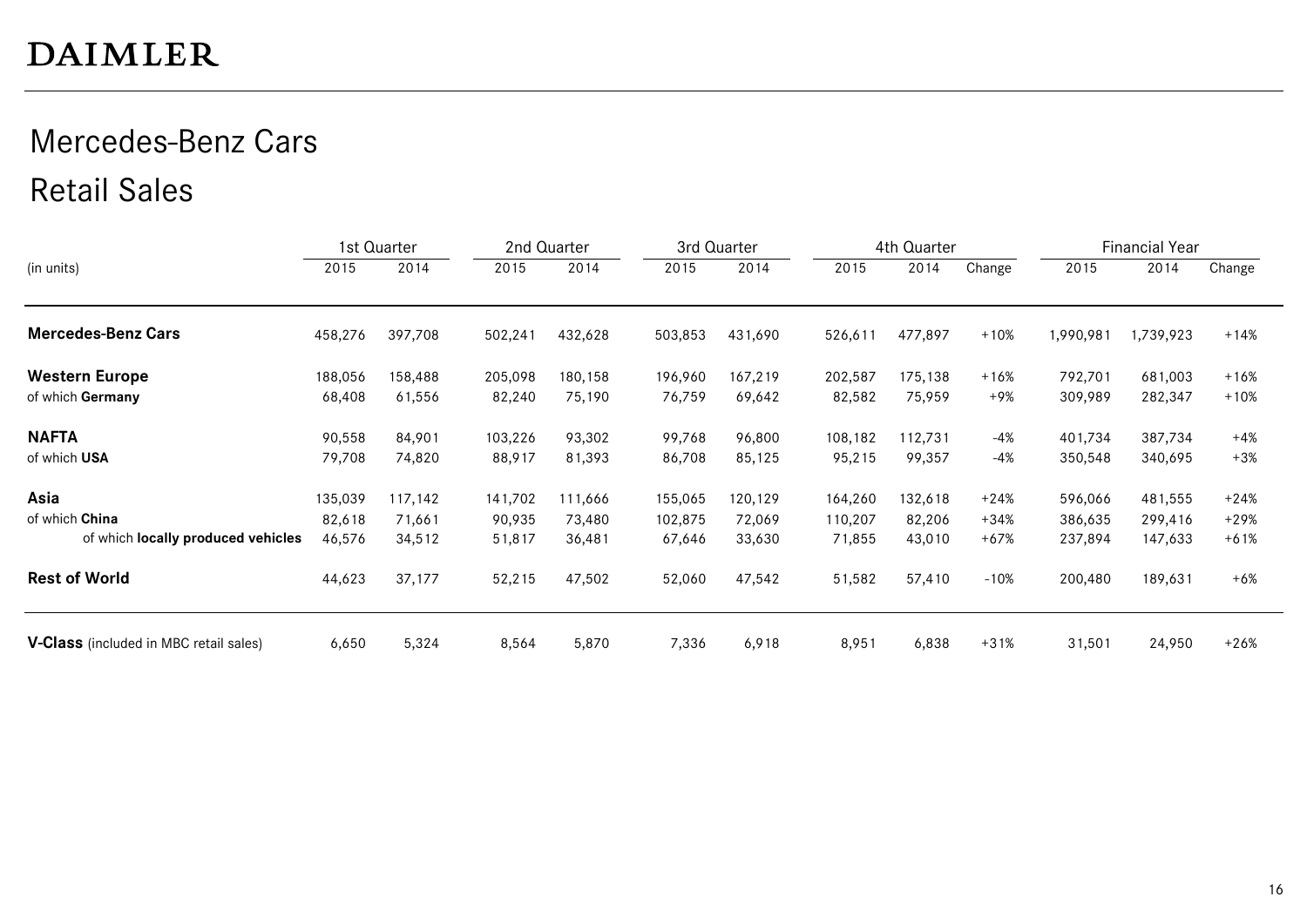# DAIMLER

## Mercedes-Benz Cars

## Retail Sales

| (in units) | 1st Quarter | | 2nd Quarter | | 3rd Quarter | | 4th Quarter | | | Financial Year | | |
|---|---|---|---|---|---|---|---|---|---|---|---|---|
| | 2015 | 2014 | 2015 | 2014 | 2015 | 2014 | 2015 | 2014 | Change | 2015 | 2014 | Change |
| **Mercedes-Benz Cars** | 458,276 | 397,708 | 502,241 | 432,628 | 503,853 | 431,690 | 526,611 | 477,897 | +10% | 1,990,981 | 1,739,923 | +14% |
| **Western Europe** | 188,056 | 158,488 | 205,098 | 180,158 | 196,960 | 167,219 | 202,587 | 175,138 | +16% | 792,701 | 681,003 | +16% |
| of which **Germany** | 68,408 | 61,556 | 82,240 | 75,190 | 76,759 | 69,642 | 82,582 | 75,959 | +9% | 309,989 | 282,347 | +10% |
| **NAFTA** | 90,558 | 84,901 | 103,226 | 93,302 | 99,768 | 96,800 | 108,182 | 112,731 | -4% | 401,734 | 387,734 | +4% |
| of which **USA** | 79,708 | 74,820 | 88,917 | 81,393 | 86,708 | 85,125 | 95,215 | 99,357 | -4% | 350,548 | 340,695 | +3% |
| **Asia** | 135,039 | 117,142 | 141,702 | 111,666 | 155,065 | 120,129 | 164,260 | 132,618 | +24% | 596,066 | 481,555 | +24% |
| of which **China** | 82,618 | 71,661 | 90,935 | 73,480 | 102,875 | 72,069 | 110,207 | 82,206 | +34% | 386,635 | 299,416 | +29% |
| of which **locally produced vehicles** | 46,576 | 34,512 | 51,817 | 36,481 | 67,646 | 33,630 | 71,855 | 43,010 | +67% | 237,894 | 147,633 | +61% |
| **Rest of World** | 44,623 | 37,177 | 52,215 | 47,502 | 52,060 | 47,542 | 51,582 | 57,410 | -10% | 200,480 | 189,631 | +6% |
| **V-Class** (included in MBC retail sales) | 6,650 | 5,324 | 8,564 | 5,870 | 7,336 | 6,918 | 8,951 | 6,838 | +31% | 31,501 | 24,950 | +26% |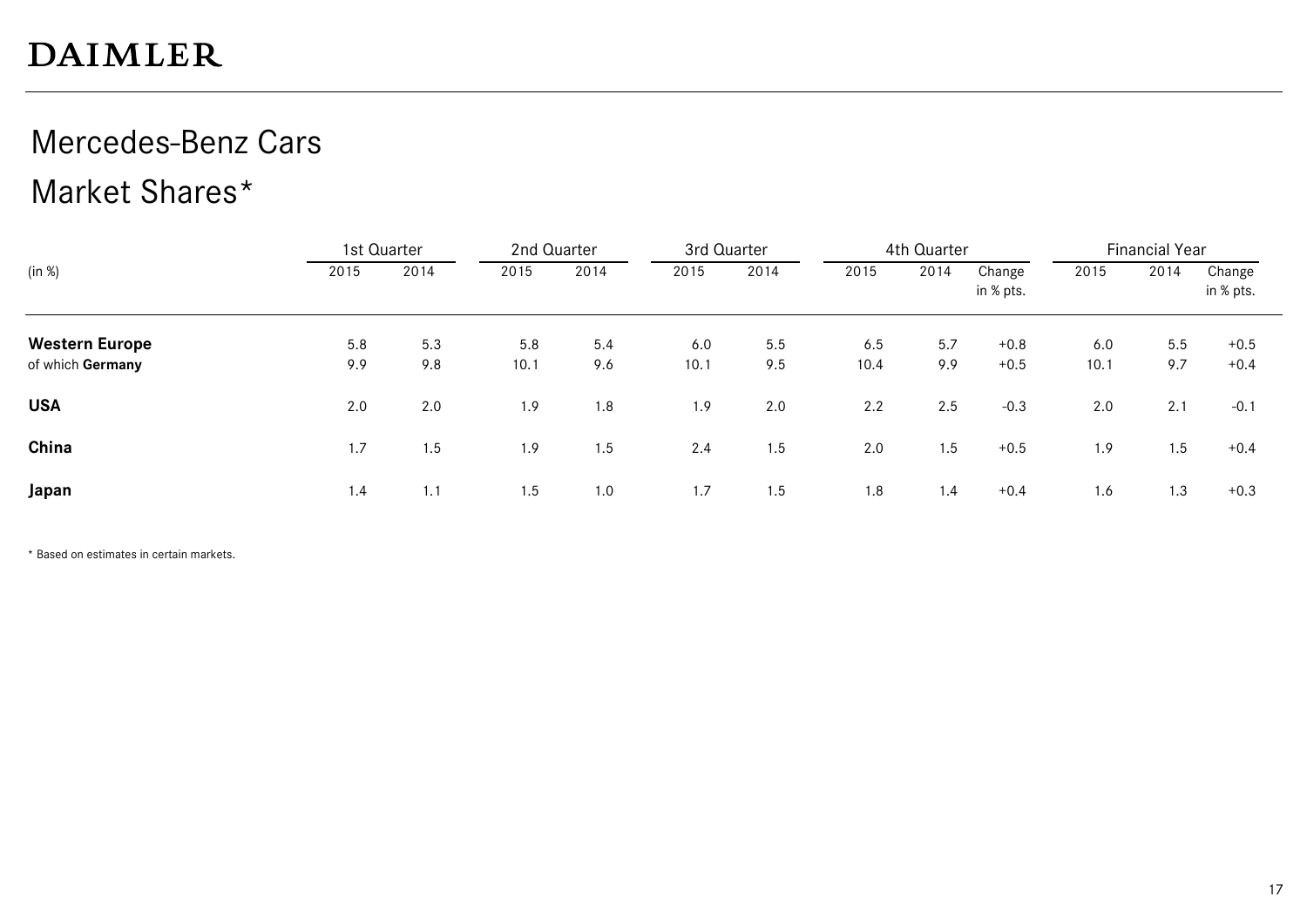# DAIMLER

## Mercedes-Benz Cars

## Market Shares*

| (in %) | 1st Quarter | | 2nd Quarter | | 3rd Quarter | | 4th Quarter | | | Financial Year | | |
|---|---|---|---|---|---|---|---|---|---|---|---|---|
| | 2015 | 2014 | 2015 | 2014 | 2015 | 2014 | 2015 | 2014 | Change in % pts. | 2015 | 2014 | Change in % pts. |
| **Western Europe** | 5.8 | 5.3 | 5.8 | 5.4 | 6.0 | 5.5 | 6.5 | 5.7 | +0.8 | 6.0 | 5.5 | +0.5 |
| of which **Germany** | 9.9 | 9.8 | 10.1 | 9.6 | 10.1 | 9.5 | 10.4 | 9.9 | +0.5 | 10.1 | 9.7 | +0.4 |
| **USA** | 2.0 | 2.0 | 1.9 | 1.8 | 1.9 | 2.0 | 2.2 | 2.5 | -0.3 | 2.0 | 2.1 | -0.1 |
| **China** | 1.7 | 1.5 | 1.9 | 1.5 | 2.4 | 1.5 | 2.0 | 1.5 | +0.5 | 1.9 | 1.5 | +0.4 |
| **Japan** | 1.4 | 1.1 | 1.5 | 1.0 | 1.7 | 1.5 | 1.8 | 1.4 | +0.4 | 1.6 | 1.3 | +0.3 |

* Based on estimates in certain markets.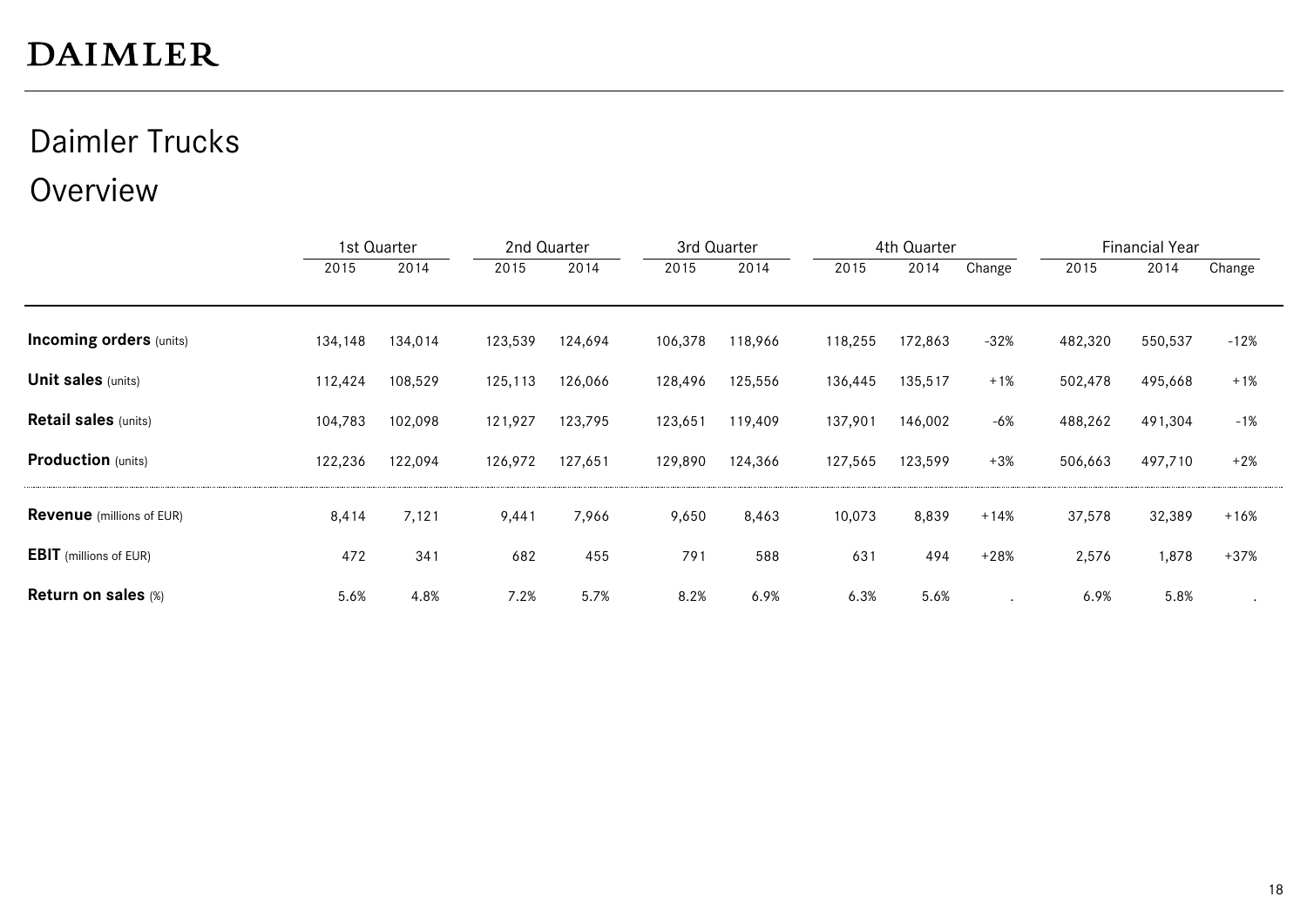# Daimler Trucks

## Overview

| | 1st Quarter | | 2nd Quarter | | 3rd Quarter | | 4th Quarter | | | Financial Year | | |
|---|---|---|---|---|---|---|---|---|---|---|---|---|
| | 2015 | 2014 | 2015 | 2014 | 2015 | 2014 | 2015 | 2014 | Change | 2015 | 2014 | Change |
| **Incoming orders** (units) | 134,148 | 134,014 | 123,539 | 124,694 | 106,378 | 118,966 | 118,255 | 172,863 | -32% | 482,320 | 550,537 | -12% |
| **Unit sales** (units) | 112,424 | 108,529 | 125,113 | 126,066 | 128,496 | 125,556 | 136,445 | 135,517 | +1% | 502,478 | 495,668 | +1% |
| **Retail sales** (units) | 104,783 | 102,098 | 121,927 | 123,795 | 123,651 | 119,409 | 137,901 | 146,002 | -6% | 488,262 | 491,304 | -1% |
| **Production** (units) | 122,236 | 122,094 | 126,972 | 127,651 | 129,890 | 124,366 | 127,565 | 123,599 | +3% | 506,663 | 497,710 | +2% |
| **Revenue** (millions of EUR) | 8,414 | 7,121 | 9,441 | 7,966 | 9,650 | 8,463 | 10,073 | 8,839 | +14% | 37,578 | 32,389 | +16% |
| **EBIT** (millions of EUR) | 472 | 341 | 682 | 455 | 791 | 588 | 631 | 494 | +28% | 2,576 | 1,878 | +37% |
| **Return on sales** (%) | 5.6% | 4.8% | 7.2% | 5.7% | 8.2% | 6.9% | 6.3% | 5.6% | . | 6.9% | 5.8% | . |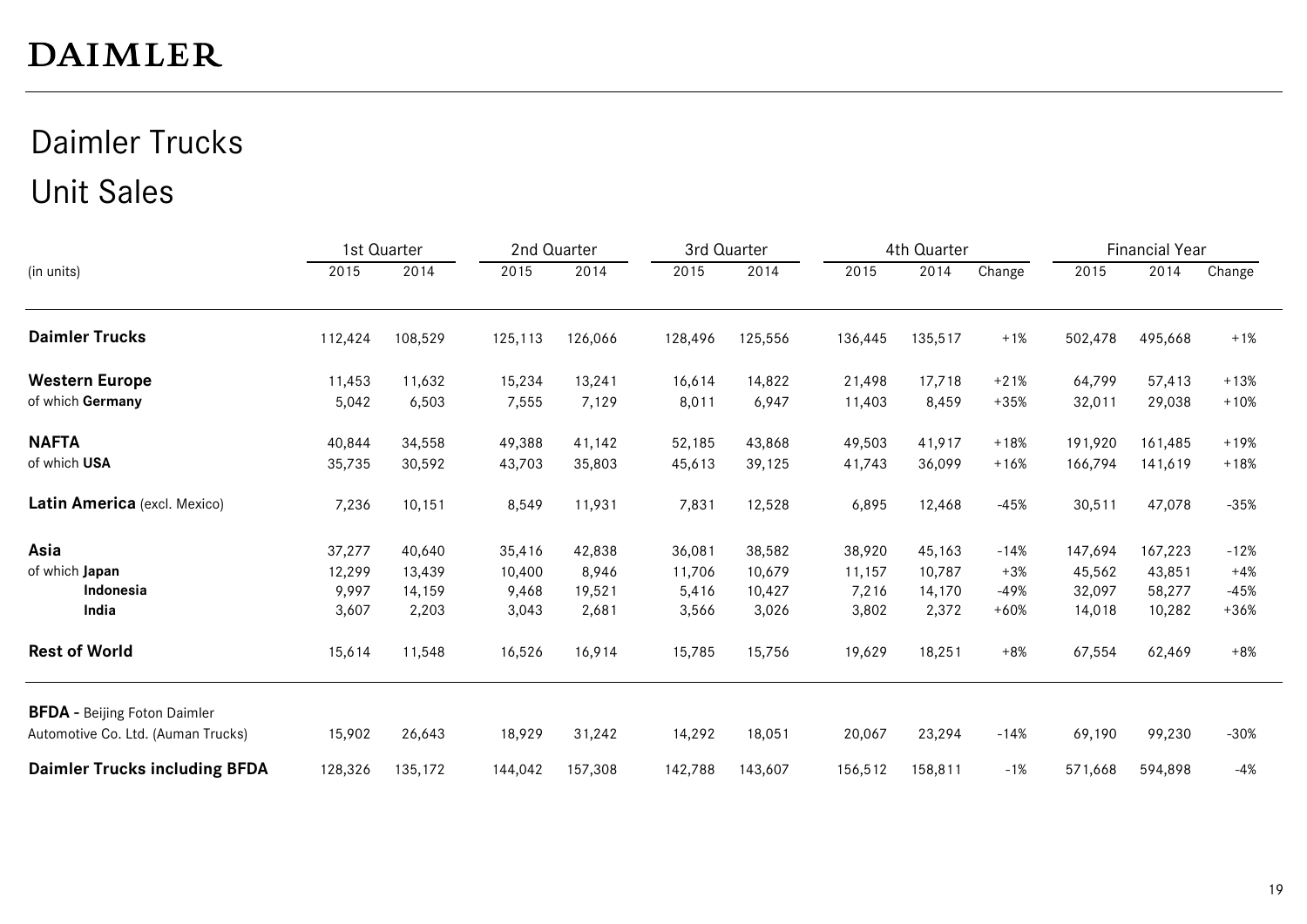# DAIMLER

## Daimler Trucks
## Unit Sales

| (in units) | 1st Quarter 2015 | 1st Quarter 2014 | 2nd Quarter 2015 | 2nd Quarter 2014 | 3rd Quarter 2015 | 3rd Quarter 2014 | 4th Quarter 2015 | 4th Quarter 2014 | 4th Quarter Change | Financial Year 2015 | Financial Year 2014 | Financial Year Change |
|---|---|---|---|---|---|---|---|---|---|---|---|---|
| **Daimler Trucks** | 112,424 | 108,529 | 125,113 | 126,066 | 128,496 | 125,556 | 136,445 | 135,517 | +1% | 502,478 | 495,668 | +1% |
| **Western Europe** | 11,453 | 11,632 | 15,234 | 13,241 | 16,614 | 14,822 | 21,498 | 17,718 | +21% | 64,799 | 57,413 | +13% |
| of which **Germany** | 5,042 | 6,503 | 7,555 | 7,129 | 8,011 | 6,947 | 11,403 | 8,459 | +35% | 32,011 | 29,038 | +10% |
| **NAFTA** | 40,844 | 34,558 | 49,388 | 41,142 | 52,185 | 43,868 | 49,503 | 41,917 | +18% | 191,920 | 161,485 | +19% |
| of which **USA** | 35,735 | 30,592 | 43,703 | 35,803 | 45,613 | 39,125 | 41,743 | 36,099 | +16% | 166,794 | 141,619 | +18% |
| **Latin America** (excl. Mexico) | 7,236 | 10,151 | 8,549 | 11,931 | 7,831 | 12,528 | 6,895 | 12,468 | -45% | 30,511 | 47,078 | -35% |
| **Asia** | 37,277 | 40,640 | 35,416 | 42,838 | 36,081 | 38,582 | 38,920 | 45,163 | -14% | 147,694 | 167,223 | -12% |
| of which **Japan** | 12,299 | 13,439 | 10,400 | 8,946 | 11,706 | 10,679 | 11,157 | 10,787 | +3% | 45,562 | 43,851 | +4% |
| **Indonesia** | 9,997 | 14,159 | 9,468 | 19,521 | 5,416 | 10,427 | 7,216 | 14,170 | -49% | 32,097 | 58,277 | -45% |
| **India** | 3,607 | 2,203 | 3,043 | 2,681 | 3,566 | 3,026 | 3,802 | 2,372 | +60% | 14,018 | 10,282 | +36% |
| **Rest of World** | 15,614 | 11,548 | 16,526 | 16,914 | 15,785 | 15,756 | 19,629 | 18,251 | +8% | 67,554 | 62,469 | +8% |
| **BFDA** - Beijing Foton Daimler Automotive Co. Ltd. (Auman Trucks) | 15,902 | 26,643 | 18,929 | 31,242 | 14,292 | 18,051 | 20,067 | 23,294 | -14% | 69,190 | 99,230 | -30% |
| **Daimler Trucks including BFDA** | 128,326 | 135,172 | 144,042 | 157,308 | 142,788 | 143,607 | 156,512 | 158,811 | -1% | 571,668 | 594,898 | -4% |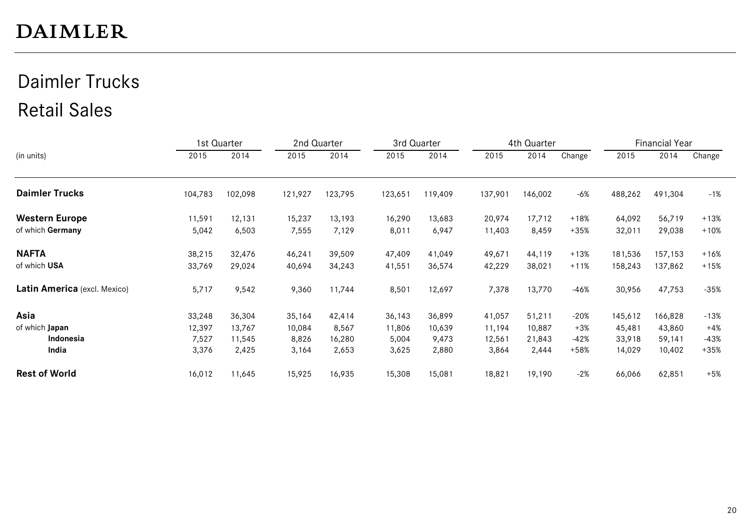DAIMLER

# Daimler Trucks
## Retail Sales

| (in units) | 1st Quarter 2015 | 1st Quarter 2014 | 2nd Quarter 2015 | 2nd Quarter 2014 | 3rd Quarter 2015 | 3rd Quarter 2014 | 4th Quarter 2015 | 4th Quarter 2014 | 4th Quarter Change | Financial Year 2015 | Financial Year 2014 | Financial Year Change |
|---|---|---|---|---|---|---|---|---|---|---|---|---|
| **Daimler Trucks** | 104,783 | 102,098 | 121,927 | 123,795 | 123,651 | 119,409 | 137,901 | 146,002 | -6% | 488,262 | 491,304 | -1% |
| **Western Europe** | 11,591 | 12,131 | 15,237 | 13,193 | 16,290 | 13,683 | 20,974 | 17,712 | +18% | 64,092 | 56,719 | +13% |
| of which **Germany** | 5,042 | 6,503 | 7,555 | 7,129 | 8,011 | 6,947 | 11,403 | 8,459 | +35% | 32,011 | 29,038 | +10% |
| **NAFTA** | 38,215 | 32,476 | 46,241 | 39,509 | 47,409 | 41,049 | 49,671 | 44,119 | +13% | 181,536 | 157,153 | +16% |
| of which **USA** | 33,769 | 29,024 | 40,694 | 34,243 | 41,551 | 36,574 | 42,229 | 38,021 | +11% | 158,243 | 137,862 | +15% |
| **Latin America** (excl. Mexico) | 5,717 | 9,542 | 9,360 | 11,744 | 8,501 | 12,697 | 7,378 | 13,770 | -46% | 30,956 | 47,753 | -35% |
| **Asia** | 33,248 | 36,304 | 35,164 | 42,414 | 36,143 | 36,899 | 41,057 | 51,211 | -20% | 145,612 | 166,828 | -13% |
| of which **Japan** | 12,397 | 13,767 | 10,084 | 8,567 | 11,806 | 10,639 | 11,194 | 10,887 | +3% | 45,481 | 43,860 | +4% |
| **Indonesia** | 7,527 | 11,545 | 8,826 | 16,280 | 5,004 | 9,473 | 12,561 | 21,843 | -42% | 33,918 | 59,141 | -43% |
| **India** | 3,376 | 2,425 | 3,164 | 2,653 | 3,625 | 2,880 | 3,864 | 2,444 | +58% | 14,029 | 10,402 | +35% |
| **Rest of World** | 16,012 | 11,645 | 15,925 | 16,935 | 15,308 | 15,081 | 18,821 | 19,190 | -2% | 66,066 | 62,851 | +5% |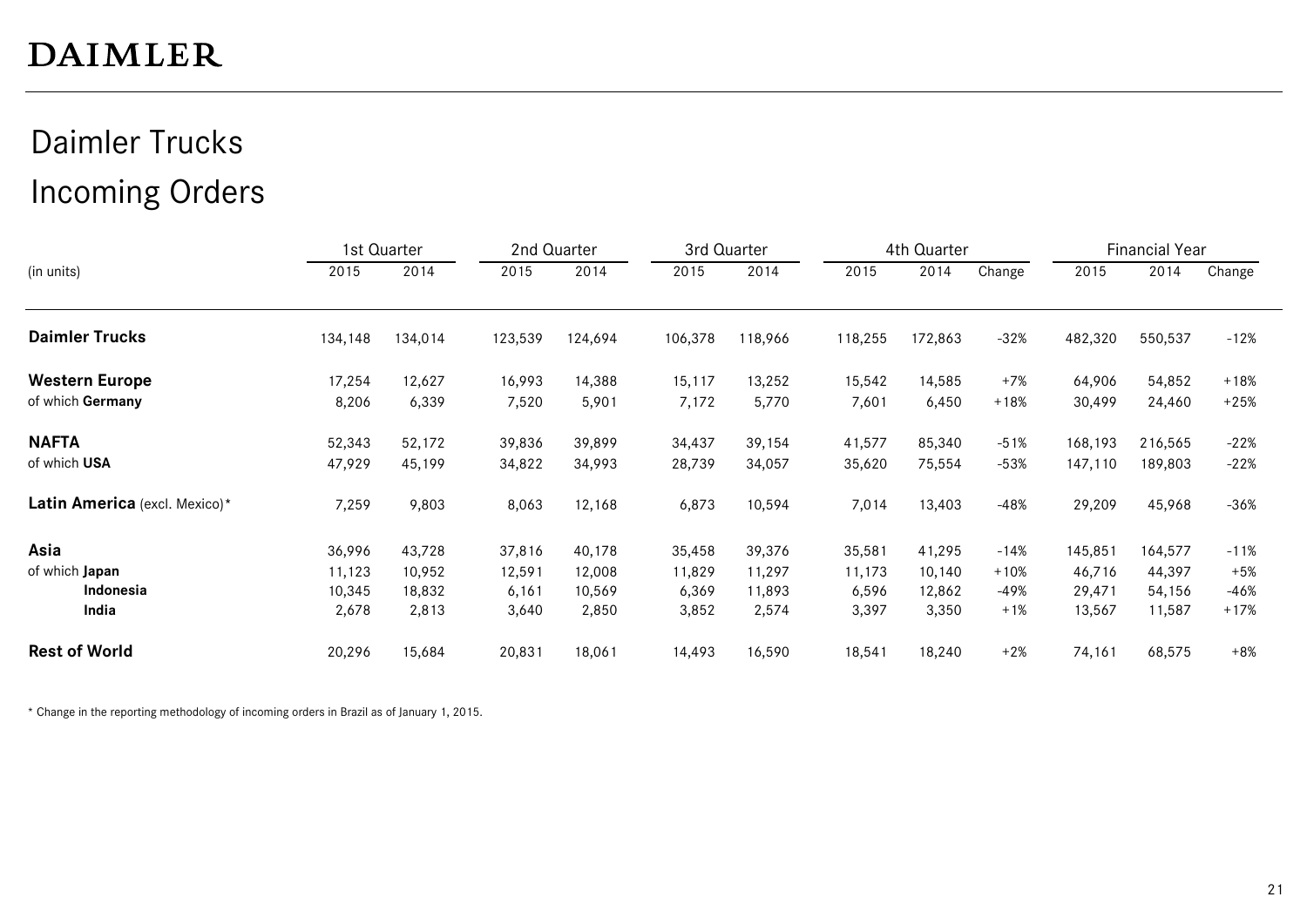DAIMLER

# Daimler Trucks
## Incoming Orders

| (in units) | 1st Quarter | | 2nd Quarter | | 3rd Quarter | | 4th Quarter | | | Financial Year | | |
|---|---|---|---|---|---|---|---|---|---|---|---|---|
| | 2015 | 2014 | 2015 | 2014 | 2015 | 2014 | 2015 | 2014 | Change | 2015 | 2014 | Change |
| **Daimler Trucks** | 134,148 | 134,014 | 123,539 | 124,694 | 106,378 | 118,966 | 118,255 | 172,863 | -32% | 482,320 | 550,537 | -12% |
| **Western Europe** | 17,254 | 12,627 | 16,993 | 14,388 | 15,117 | 13,252 | 15,542 | 14,585 | +7% | 64,906 | 54,852 | +18% |
| of which **Germany** | 8,206 | 6,339 | 7,520 | 5,901 | 7,172 | 5,770 | 7,601 | 6,450 | +18% | 30,499 | 24,460 | +25% |
| **NAFTA** | 52,343 | 52,172 | 39,836 | 39,899 | 34,437 | 39,154 | 41,577 | 85,340 | -51% | 168,193 | 216,565 | -22% |
| of which **USA** | 47,929 | 45,199 | 34,822 | 34,993 | 28,739 | 34,057 | 35,620 | 75,554 | -53% | 147,110 | 189,803 | -22% |
| **Latin America** (excl. Mexico)* | 7,259 | 9,803 | 8,063 | 12,168 | 6,873 | 10,594 | 7,014 | 13,403 | -48% | 29,209 | 45,968 | -36% |
| **Asia** | 36,996 | 43,728 | 37,816 | 40,178 | 35,458 | 39,376 | 35,581 | 41,295 | -14% | 145,851 | 164,577 | -11% |
| of which **Japan** | 11,123 | 10,952 | 12,591 | 12,008 | 11,829 | 11,297 | 11,173 | 10,140 | +10% | 46,716 | 44,397 | +5% |
| **Indonesia** | 10,345 | 18,832 | 6,161 | 10,569 | 6,369 | 11,893 | 6,596 | 12,862 | -49% | 29,471 | 54,156 | -46% |
| **India** | 2,678 | 2,813 | 3,640 | 2,850 | 3,852 | 2,574 | 3,397 | 3,350 | +1% | 13,567 | 11,587 | +17% |
| **Rest of World** | 20,296 | 15,684 | 20,831 | 18,061 | 14,493 | 16,590 | 18,541 | 18,240 | +2% | 74,161 | 68,575 | +8% |

* Change in the reporting methodology of incoming orders in Brazil as of January 1, 2015.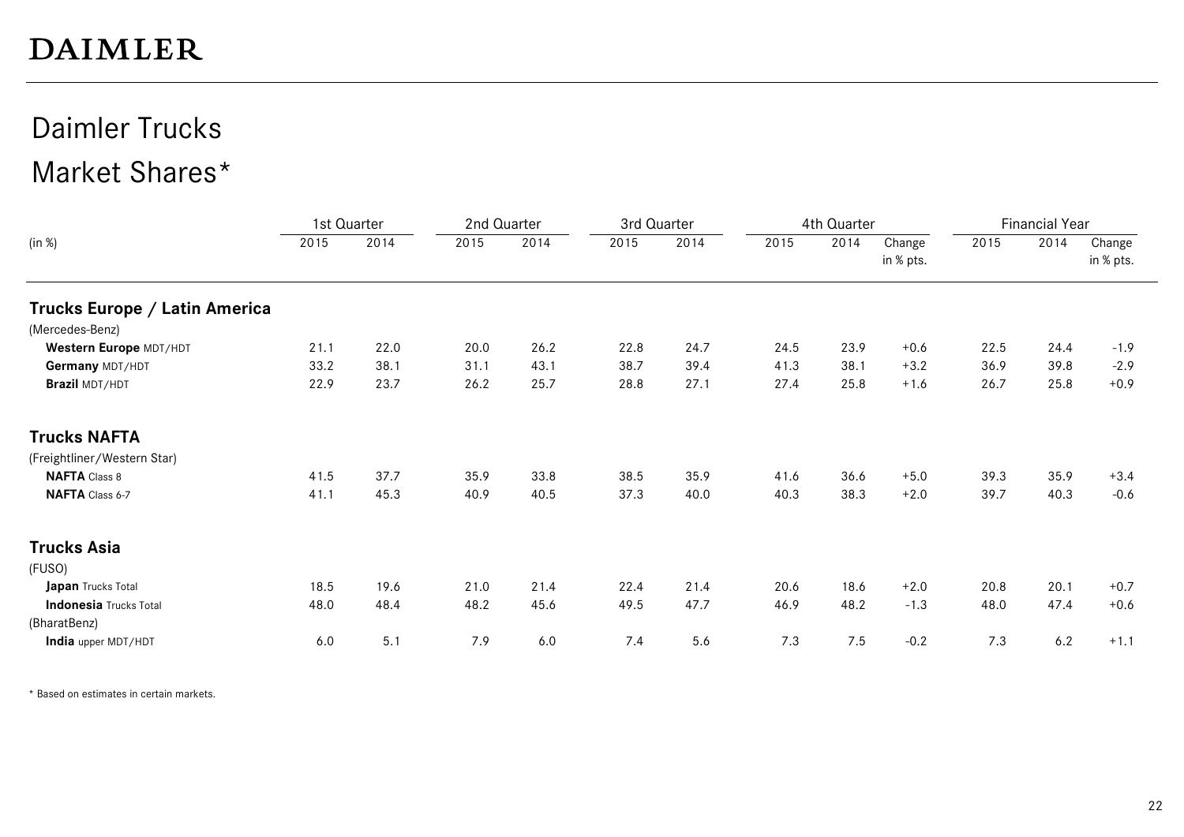# Daimler Trucks

## Market Shares*

| (in %) | 1st Quarter | | 2nd Quarter | | 3rd Quarter | | 4th Quarter | | | Financial Year | | |
|---|---|---|---|---|---|---|---|---|---|---|---|---|
| | 2015 | 2014 | 2015 | 2014 | 2015 | 2014 | 2015 | 2014 | Change in % pts. | 2015 | 2014 | Change in % pts. |
| **Trucks Europe / Latin America** | | | | | | | | | | | | |
| (Mercedes-Benz) | | | | | | | | | | | | |
| **Western Europe** MDT/HDT | 21.1 | 22.0 | 20.0 | 26.2 | 22.8 | 24.7 | 24.5 | 23.9 | +0.6 | 22.5 | 24.4 | -1.9 |
| **Germany** MDT/HDT | 33.2 | 38.1 | 31.1 | 43.1 | 38.7 | 39.4 | 41.3 | 38.1 | +3.2 | 36.9 | 39.8 | -2.9 |
| **Brazil** MDT/HDT | 22.9 | 23.7 | 26.2 | 25.7 | 28.8 | 27.1 | 27.4 | 25.8 | +1.6 | 26.7 | 25.8 | +0.9 |
| **Trucks NAFTA** | | | | | | | | | | | | |
| (Freightliner/Western Star) | | | | | | | | | | | | |
| **NAFTA** Class 8 | 41.5 | 37.7 | 35.9 | 33.8 | 38.5 | 35.9 | 41.6 | 36.6 | +5.0 | 39.3 | 35.9 | +3.4 |
| **NAFTA** Class 6-7 | 41.1 | 45.3 | 40.9 | 40.5 | 37.3 | 40.0 | 40.3 | 38.3 | +2.0 | 39.7 | 40.3 | -0.6 |
| **Trucks Asia** | | | | | | | | | | | | |
| (FUSO) | | | | | | | | | | | | |
| **Japan** Trucks Total | 18.5 | 19.6 | 21.0 | 21.4 | 22.4 | 21.4 | 20.6 | 18.6 | +2.0 | 20.8 | 20.1 | +0.7 |
| **Indonesia** Trucks Total | 48.0 | 48.4 | 48.2 | 45.6 | 49.5 | 47.7 | 46.9 | 48.2 | -1.3 | 48.0 | 47.4 | +0.6 |
| (BharatBenz) | | | | | | | | | | | | |
| **India** upper MDT/HDT | 6.0 | 5.1 | 7.9 | 6.0 | 7.4 | 5.6 | 7.3 | 7.5 | -0.2 | 7.3 | 6.2 | +1.1 |

* Based on estimates in certain markets.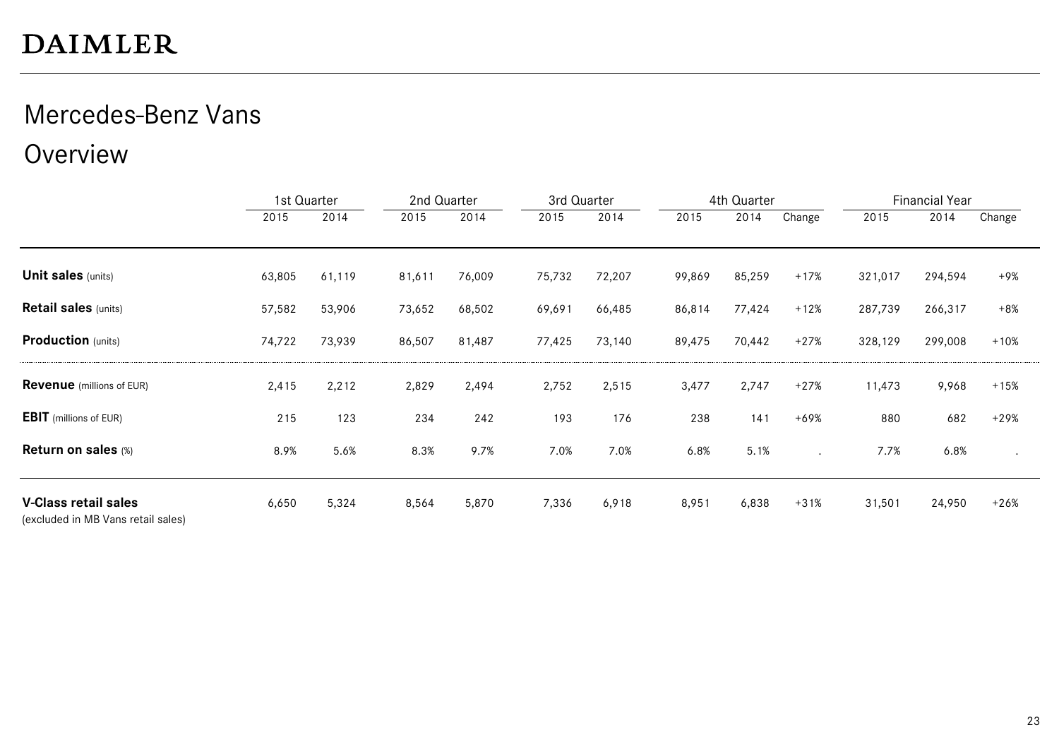# DAIMLER

## Mercedes-Benz Vans

## Overview

| | 1st Quarter | | 2nd Quarter | | 3rd Quarter | | 4th Quarter | | | Financial Year | | |
|---|---|---|---|---|---|---|---|---|---|---|---|---|
| | 2015 | 2014 | 2015 | 2014 | 2015 | 2014 | 2015 | 2014 | Change | 2015 | 2014 | Change |
| **Unit sales** (units) | 63,805 | 61,119 | 81,611 | 76,009 | 75,732 | 72,207 | 99,869 | 85,259 | +17% | 321,017 | 294,594 | +9% |
| **Retail sales** (units) | 57,582 | 53,906 | 73,652 | 68,502 | 69,691 | 66,485 | 86,814 | 77,424 | +12% | 287,739 | 266,317 | +8% |
| **Production** (units) | 74,722 | 73,939 | 86,507 | 81,487 | 77,425 | 73,140 | 89,475 | 70,442 | +27% | 328,129 | 299,008 | +10% |
| **Revenue** (millions of EUR) | 2,415 | 2,212 | 2,829 | 2,494 | 2,752 | 2,515 | 3,477 | 2,747 | +27% | 11,473 | 9,968 | +15% |
| **EBIT** (millions of EUR) | 215 | 123 | 234 | 242 | 193 | 176 | 238 | 141 | +69% | 880 | 682 | +29% |
| **Return on sales** (%) | 8.9% | 5.6% | 8.3% | 9.7% | 7.0% | 7.0% | 6.8% | 5.1% | . | 7.7% | 6.8% | . |
| **V-Class retail sales** (excluded in MB Vans retail sales) | 6,650 | 5,324 | 8,564 | 5,870 | 7,336 | 6,918 | 8,951 | 6,838 | +31% | 31,501 | 24,950 | +26% |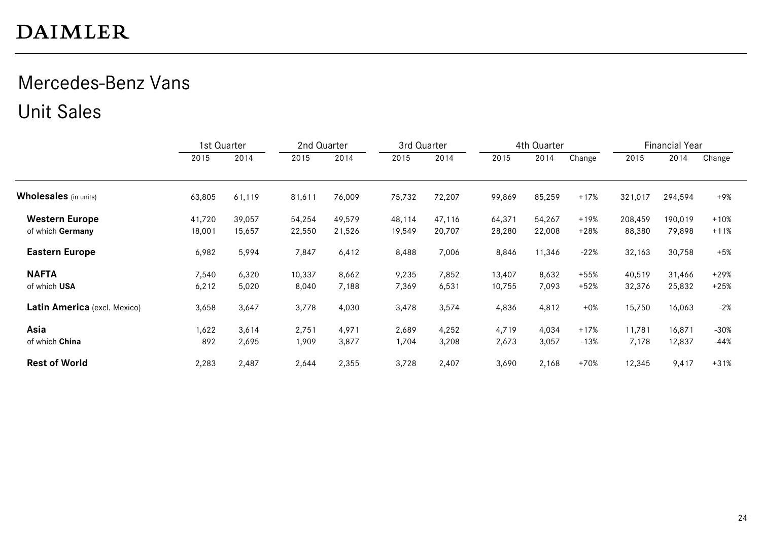# DAIMLER

## Mercedes-Benz Vans

## Unit Sales

| | 1st Quarter | | 2nd Quarter | | 3rd Quarter | | 4th Quarter | | | Financial Year | | |
|---|---|---|---|---|---|---|---|---|---|---|---|---|
| | 2015 | 2014 | 2015 | 2014 | 2015 | 2014 | 2015 | 2014 | Change | 2015 | 2014 | Change |
| **Wholesales** (in units) | 63,805 | 61,119 | 81,611 | 76,009 | 75,732 | 72,207 | 99,869 | 85,259 | +17% | 321,017 | 294,594 | +9% |
| **Western Europe** | 41,720 | 39,057 | 54,254 | 49,579 | 48,114 | 47,116 | 64,371 | 54,267 | +19% | 208,459 | 190,019 | +10% |
| of which **Germany** | 18,001 | 15,657 | 22,550 | 21,526 | 19,549 | 20,707 | 28,280 | 22,008 | +28% | 88,380 | 79,898 | +11% |
| **Eastern Europe** | 6,982 | 5,994 | 7,847 | 6,412 | 8,488 | 7,006 | 8,846 | 11,346 | -22% | 32,163 | 30,758 | +5% |
| **NAFTA** | 7,540 | 6,320 | 10,337 | 8,662 | 9,235 | 7,852 | 13,407 | 8,632 | +55% | 40,519 | 31,466 | +29% |
| of which **USA** | 6,212 | 5,020 | 8,040 | 7,188 | 7,369 | 6,531 | 10,755 | 7,093 | +52% | 32,376 | 25,832 | +25% |
| **Latin America** (excl. Mexico) | 3,658 | 3,647 | 3,778 | 4,030 | 3,478 | 3,574 | 4,836 | 4,812 | +0% | 15,750 | 16,063 | -2% |
| **Asia** | 1,622 | 3,614 | 2,751 | 4,971 | 2,689 | 4,252 | 4,719 | 4,034 | +17% | 11,781 | 16,871 | -30% |
| of which **China** | 892 | 2,695 | 1,909 | 3,877 | 1,704 | 3,208 | 2,673 | 3,057 | -13% | 7,178 | 12,837 | -44% |
| **Rest of World** | 2,283 | 2,487 | 2,644 | 2,355 | 3,728 | 2,407 | 3,690 | 2,168 | +70% | 12,345 | 9,417 | +31% |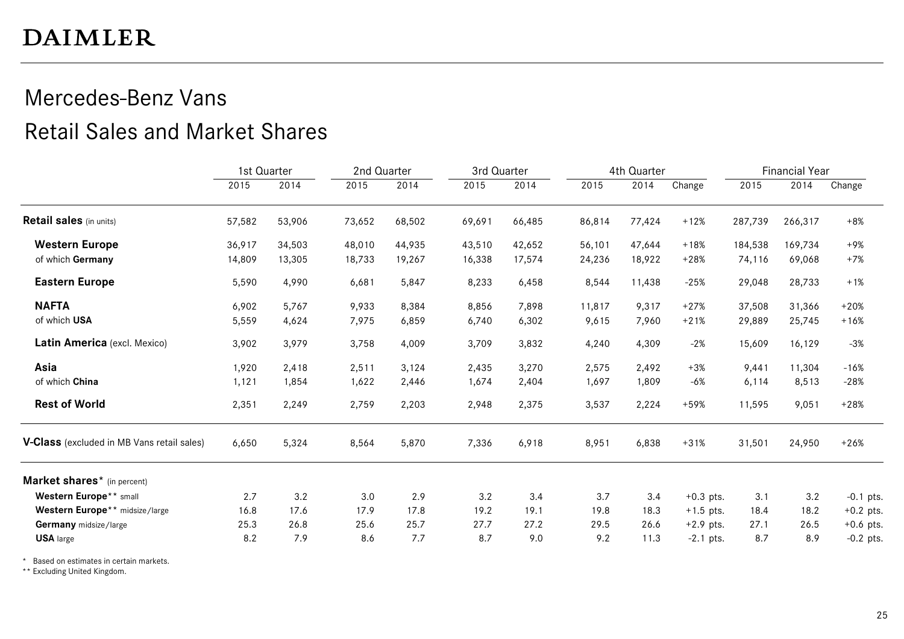DAIMLER

# Mercedes-Benz Vans

## Retail Sales and Market Shares

| | 1st Quarter | | 2nd Quarter | | 3rd Quarter | | 4th Quarter | | | Financial Year | | |
|---|---|---|---|---|---|---|---|---|---|---|---|---|
| | 2015 | 2014 | 2015 | 2014 | 2015 | 2014 | 2015 | 2014 | Change | 2015 | 2014 | Change |
| **Retail sales** (in units) | 57,582 | 53,906 | 73,652 | 68,502 | 69,691 | 66,485 | 86,814 | 77,424 | +12% | 287,739 | 266,317 | +8% |
| **Western Europe** | 36,917 | 34,503 | 48,010 | 44,935 | 43,510 | 42,652 | 56,101 | 47,644 | +18% | 184,538 | 169,734 | +9% |
| of which **Germany** | 14,809 | 13,305 | 18,733 | 19,267 | 16,338 | 17,574 | 24,236 | 18,922 | +28% | 74,116 | 69,068 | +7% |
| **Eastern Europe** | 5,590 | 4,990 | 6,681 | 5,847 | 8,233 | 6,458 | 8,544 | 11,438 | -25% | 29,048 | 28,733 | +1% |
| **NAFTA** | 6,902 | 5,767 | 9,933 | 8,384 | 8,856 | 7,898 | 11,817 | 9,317 | +27% | 37,508 | 31,366 | +20% |
| of which **USA** | 5,559 | 4,624 | 7,975 | 6,859 | 6,740 | 6,302 | 9,615 | 7,960 | +21% | 29,889 | 25,745 | +16% |
| **Latin America** (excl. Mexico) | 3,902 | 3,979 | 3,758 | 4,009 | 3,709 | 3,832 | 4,240 | 4,309 | -2% | 15,609 | 16,129 | -3% |
| **Asia** | 1,920 | 2,418 | 2,511 | 3,124 | 2,435 | 3,270 | 2,575 | 2,492 | +3% | 9,441 | 11,304 | -16% |
| of which **China** | 1,121 | 1,854 | 1,622 | 2,446 | 1,674 | 2,404 | 1,697 | 1,809 | -6% | 6,114 | 8,513 | -28% |
| **Rest of World** | 2,351 | 2,249 | 2,759 | 2,203 | 2,948 | 2,375 | 3,537 | 2,224 | +59% | 11,595 | 9,051 | +28% |
| **V-Class** (excluded in MB Vans retail sales) | 6,650 | 5,324 | 8,564 | 5,870 | 7,336 | 6,918 | 8,951 | 6,838 | +31% | 31,501 | 24,950 | +26% |
| **Market shares*** (in percent) | | | | | | | | | | | | |
| **Western Europe**** small | 2.7 | 3.2 | 3.0 | 2.9 | 3.2 | 3.4 | 3.7 | 3.4 | +0.3 pts. | 3.1 | 3.2 | -0.1 pts. |
| **Western Europe**** midsize/large | 16.8 | 17.6 | 17.9 | 17.8 | 19.2 | 19.1 | 19.8 | 18.3 | +1.5 pts. | 18.4 | 18.2 | +0.2 pts. |
| **Germany** midsize/large | 25.3 | 26.8 | 25.6 | 25.7 | 27.7 | 27.2 | 29.5 | 26.6 | +2.9 pts. | 27.1 | 26.5 | +0.6 pts. |
| **USA** large | 8.2 | 7.9 | 8.6 | 7.7 | 8.7 | 9.0 | 9.2 | 11.3 | -2.1 pts. | 8.7 | 8.9 | -0.2 pts. |

\* Based on estimates in certain markets.
** Excluding United Kingdom.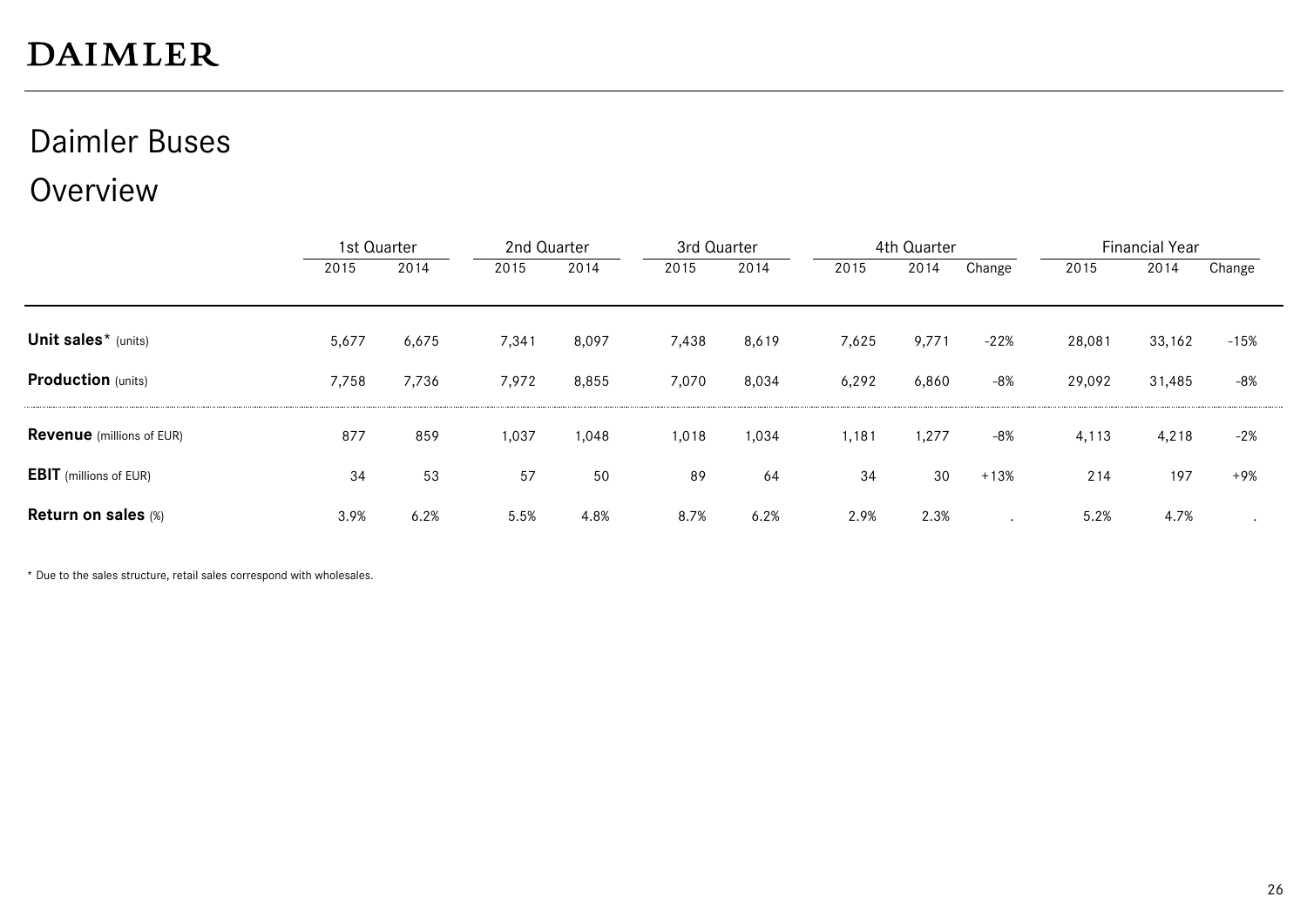# DAIMLER

## Daimler Buses
## Overview

| | 1st Quarter | | 2nd Quarter | | 3rd Quarter | | 4th Quarter | | | Financial Year | | |
|---|---|---|---|---|---|---|---|---|---|---|---|---|
| | 2015 | 2014 | 2015 | 2014 | 2015 | 2014 | 2015 | 2014 | Change | 2015 | 2014 | Change |
| **Unit sales*** (units) | 5,677 | 6,675 | 7,341 | 8,097 | 7,438 | 8,619 | 7,625 | 9,771 | -22% | 28,081 | 33,162 | -15% |
| **Production** (units) | 7,758 | 7,736 | 7,972 | 8,855 | 7,070 | 8,034 | 6,292 | 6,860 | -8% | 29,092 | 31,485 | -8% |
| **Revenue** (millions of EUR) | 877 | 859 | 1,037 | 1,048 | 1,018 | 1,034 | 1,181 | 1,277 | -8% | 4,113 | 4,218 | -2% |
| **EBIT** (millions of EUR) | 34 | 53 | 57 | 50 | 89 | 64 | 34 | 30 | +13% | 214 | 197 | +9% |
| **Return on sales** (%) | 3.9% | 6.2% | 5.5% | 4.8% | 8.7% | 6.2% | 2.9% | 2.3% | . | 5.2% | 4.7% | . |

* Due to the sales structure, retail sales correspond with wholesales.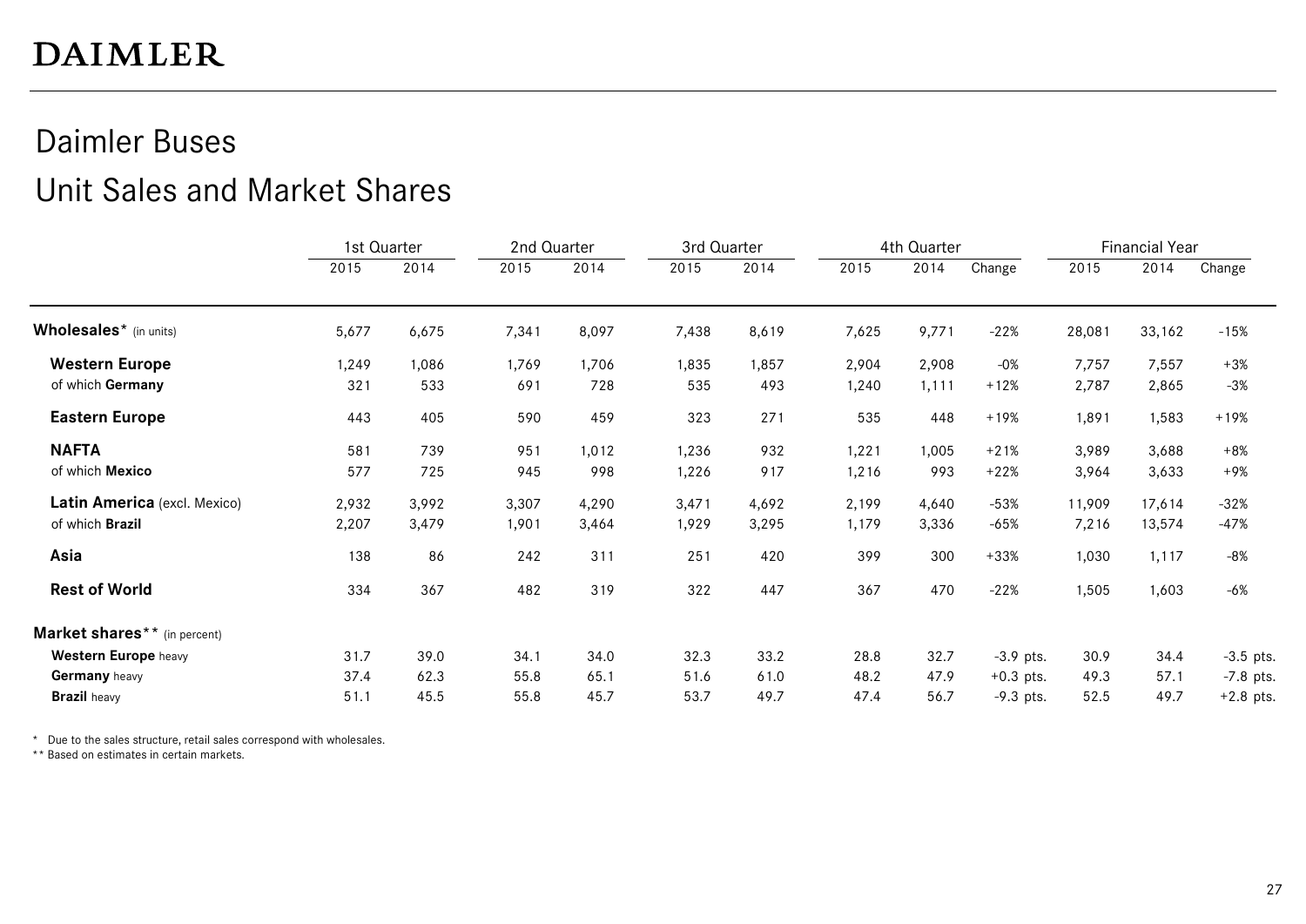DAIMLER

# Daimler Buses

## Unit Sales and Market Shares

| | 1st Quarter | | 2nd Quarter | | 3rd Quarter | | 4th Quarter | | | Financial Year | | |
|---|---|---|---|---|---|---|---|---|---|---|---|---|
| | 2015 | 2014 | 2015 | 2014 | 2015 | 2014 | 2015 | 2014 | Change | 2015 | 2014 | Change |
| **Wholesales*** (in units) | 5,677 | 6,675 | 7,341 | 8,097 | 7,438 | 8,619 | 7,625 | 9,771 | -22% | 28,081 | 33,162 | -15% |
| **Western Europe** | 1,249 | 1,086 | 1,769 | 1,706 | 1,835 | 1,857 | 2,904 | 2,908 | -0% | 7,757 | 7,557 | +3% |
| of which **Germany** | 321 | 533 | 691 | 728 | 535 | 493 | 1,240 | 1,111 | +12% | 2,787 | 2,865 | -3% |
| **Eastern Europe** | 443 | 405 | 590 | 459 | 323 | 271 | 535 | 448 | +19% | 1,891 | 1,583 | +19% |
| **NAFTA** | 581 | 739 | 951 | 1,012 | 1,236 | 932 | 1,221 | 1,005 | +21% | 3,989 | 3,688 | +8% |
| of which **Mexico** | 577 | 725 | 945 | 998 | 1,226 | 917 | 1,216 | 993 | +22% | 3,964 | 3,633 | +9% |
| **Latin America** (excl. Mexico) | 2,932 | 3,992 | 3,307 | 4,290 | 3,471 | 4,692 | 2,199 | 4,640 | -53% | 11,909 | 17,614 | -32% |
| of which **Brazil** | 2,207 | 3,479 | 1,901 | 3,464 | 1,929 | 3,295 | 1,179 | 3,336 | -65% | 7,216 | 13,574 | -47% |
| **Asia** | 138 | 86 | 242 | 311 | 251 | 420 | 399 | 300 | +33% | 1,030 | 1,117 | -8% |
| **Rest of World** | 334 | 367 | 482 | 319 | 322 | 447 | 367 | 470 | -22% | 1,505 | 1,603 | -6% |
| **Market shares**** (in percent) | | | | | | | | | | | | |
| **Western Europe** heavy | 31.7 | 39.0 | 34.1 | 34.0 | 32.3 | 33.2 | 28.8 | 32.7 | -3.9 pts. | 30.9 | 34.4 | -3.5 pts. |
| **Germany** heavy | 37.4 | 62.3 | 55.8 | 65.1 | 51.6 | 61.0 | 48.2 | 47.9 | +0.3 pts. | 49.3 | 57.1 | -7.8 pts. |
| **Brazil** heavy | 51.1 | 45.5 | 55.8 | 45.7 | 53.7 | 49.7 | 47.4 | 56.7 | -9.3 pts. | 52.5 | 49.7 | +2.8 pts. |

* Due to the sales structure, retail sales correspond with wholesales.
** Based on estimates in certain markets.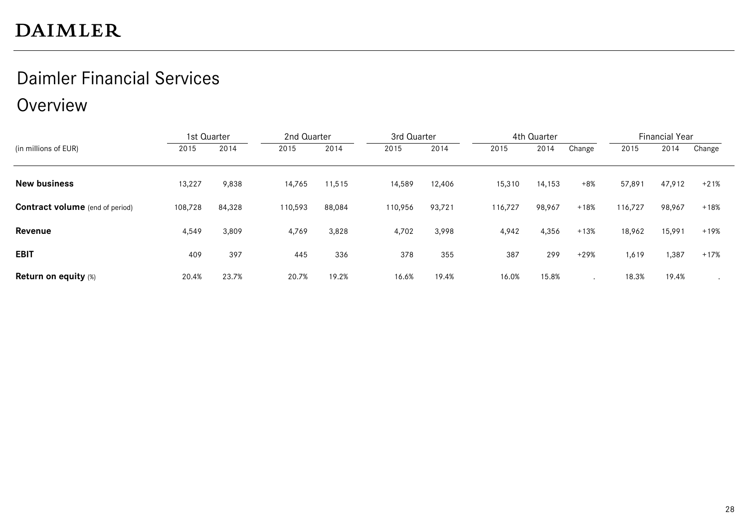DAIMLER

# Daimler Financial Services

## Overview

| (in millions of EUR) | 1st Quarter | | 2nd Quarter | | 3rd Quarter | | 4th Quarter | | | Financial Year | | |
|---|---|---|---|---|---|---|---|---|---|---|---|---|
| | 2015 | 2014 | 2015 | 2014 | 2015 | 2014 | 2015 | 2014 | Change | 2015 | 2014 | Change |
| **New business** | 13,227 | 9,838 | 14,765 | 11,515 | 14,589 | 12,406 | 15,310 | 14,153 | +8% | 57,891 | 47,912 | +21% |
| **Contract volume** (end of period) | 108,728 | 84,328 | 110,593 | 88,084 | 110,956 | 93,721 | 116,727 | 98,967 | +18% | 116,727 | 98,967 | +18% |
| **Revenue** | 4,549 | 3,809 | 4,769 | 3,828 | 4,702 | 3,998 | 4,942 | 4,356 | +13% | 18,962 | 15,991 | +19% |
| **EBIT** | 409 | 397 | 445 | 336 | 378 | 355 | 387 | 299 | +29% | 1,619 | 1,387 | +17% |
| **Return on equity** (%) | 20.4% | 23.7% | 20.7% | 19.2% | 16.6% | 19.4% | 16.0% | 15.8% | . | 18.3% | 19.4% | . |